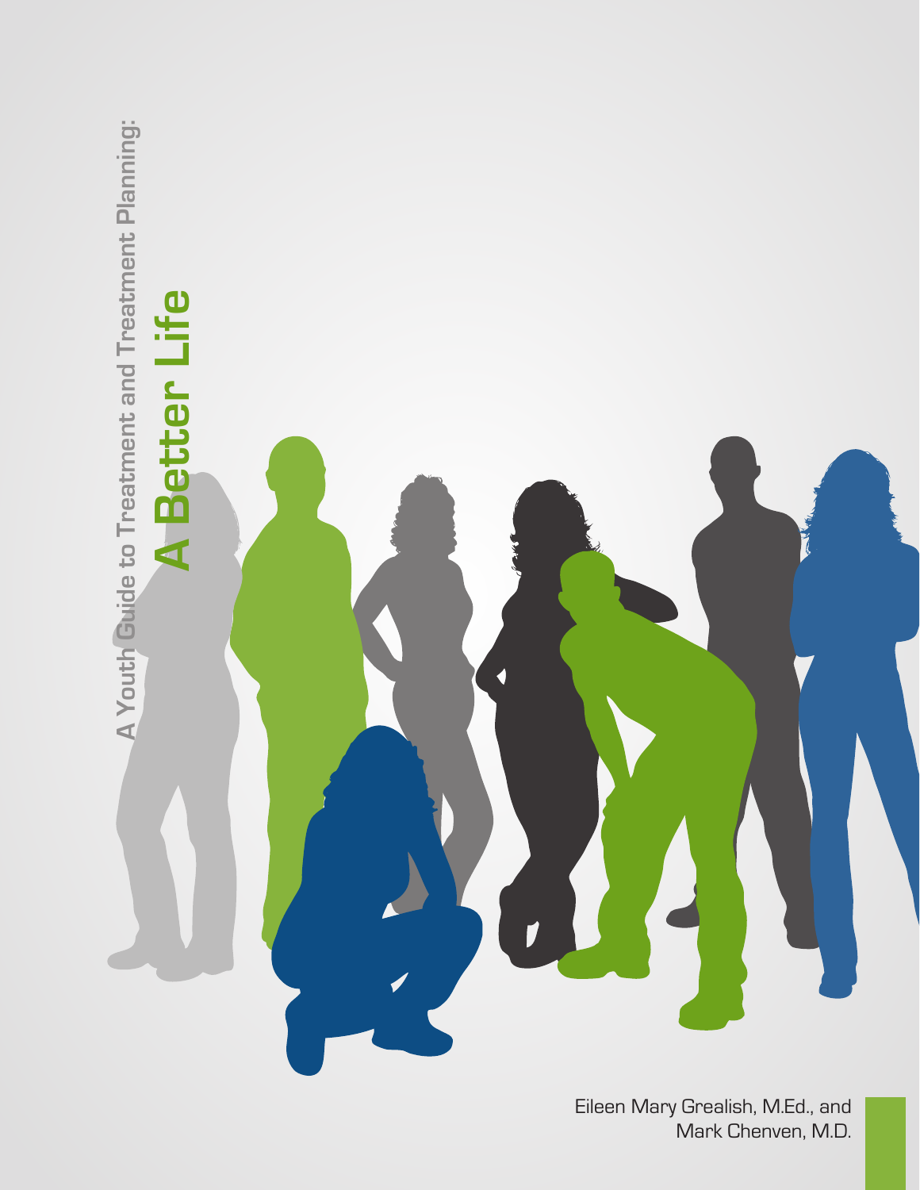# A Youth Guide to Treatment and Treatment Planning:

# A Better Life

Eileen Mary Grealish, M.Ed., and
Mark Chenven, M.D.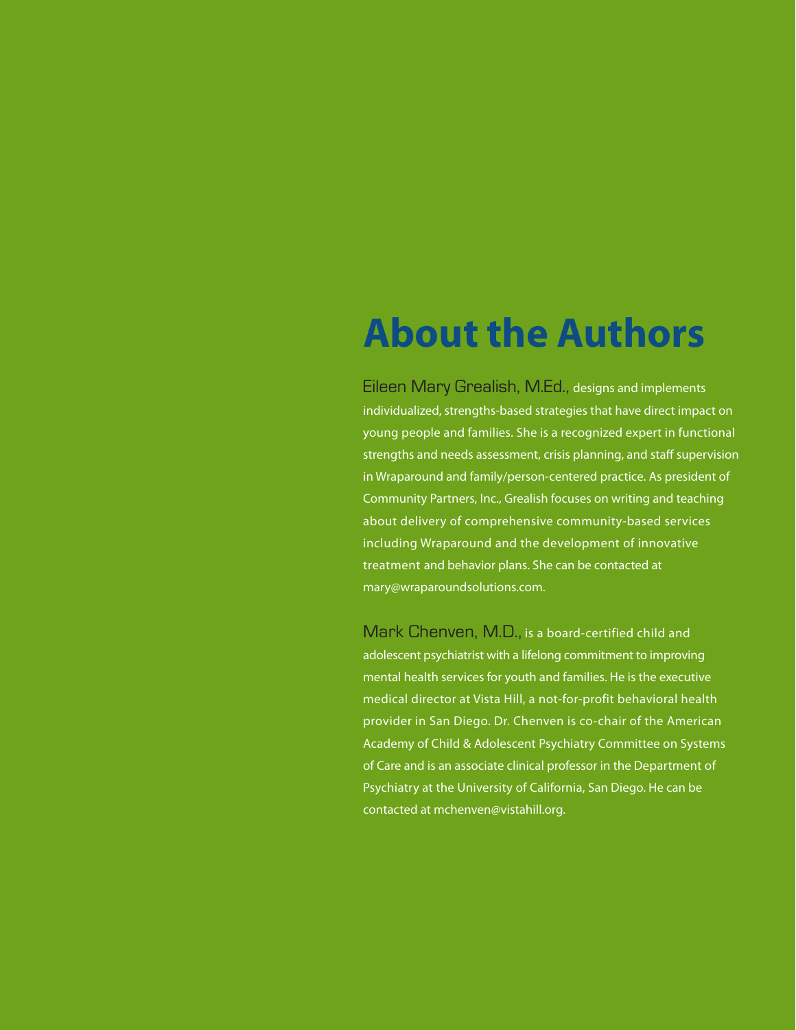# About the Authors

Eileen Mary Grealish, M.Ed., designs and implements individualized, strengths-based strategies that have direct impact on young people and families. She is a recognized expert in functional strengths and needs assessment, crisis planning, and staff supervision in Wraparound and family/person-centered practice. As president of Community Partners, Inc., Grealish focuses on writing and teaching about delivery of comprehensive community-based services including Wraparound and the development of innovative treatment and behavior plans. She can be contacted at mary@wraparoundsolutions.com.

Mark Chenven, M.D., is a board-certified child and adolescent psychiatrist with a lifelong commitment to improving mental health services for youth and families. He is the executive medical director at Vista Hill, a not-for-profit behavioral health provider in San Diego. Dr. Chenven is co-chair of the American Academy of Child & Adolescent Psychiatry Committee on Systems of Care and is an associate clinical professor in the Department of Psychiatry at the University of California, San Diego. He can be contacted at mchenven@vistahill.org.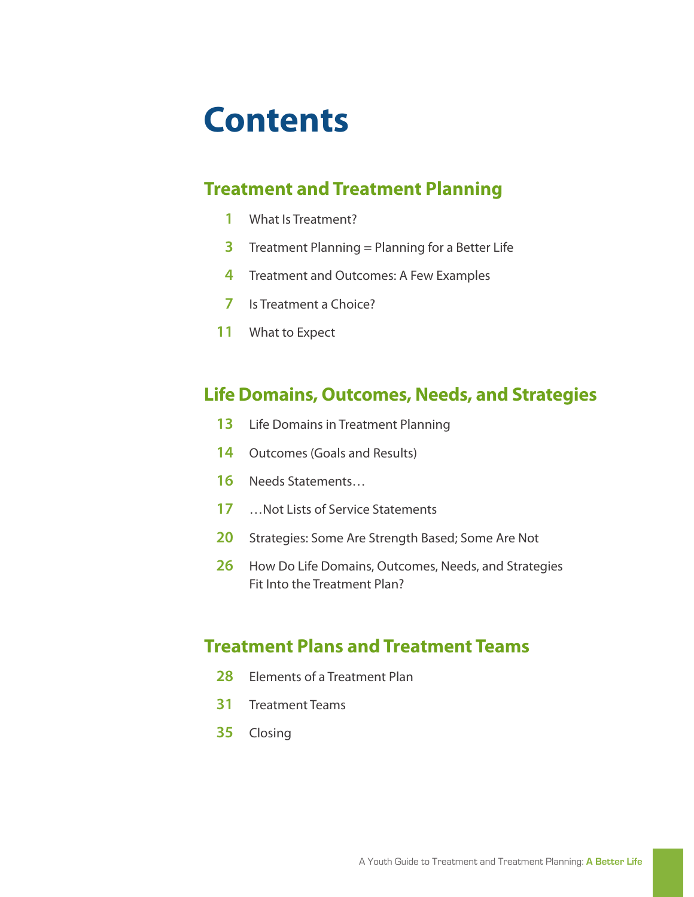# Contents

## Treatment and Treatment Planning

- **1** What Is Treatment?
- **3** Treatment Planning = Planning for a Better Life
- **4** Treatment and Outcomes: A Few Examples
- **7** Is Treatment a Choice?
- **11** What to Expect

## Life Domains, Outcomes, Needs, and Strategies

- **13** Life Domains in Treatment Planning
- **14** Outcomes (Goals and Results)
- **16** Needs Statements…
- **17** …Not Lists of Service Statements
- **20** Strategies: Some Are Strength Based; Some Are Not
- **26** How Do Life Domains, Outcomes, Needs, and Strategies Fit Into the Treatment Plan?

## Treatment Plans and Treatment Teams

- **28** Elements of a Treatment Plan
- **31** Treatment Teams
- **35** Closing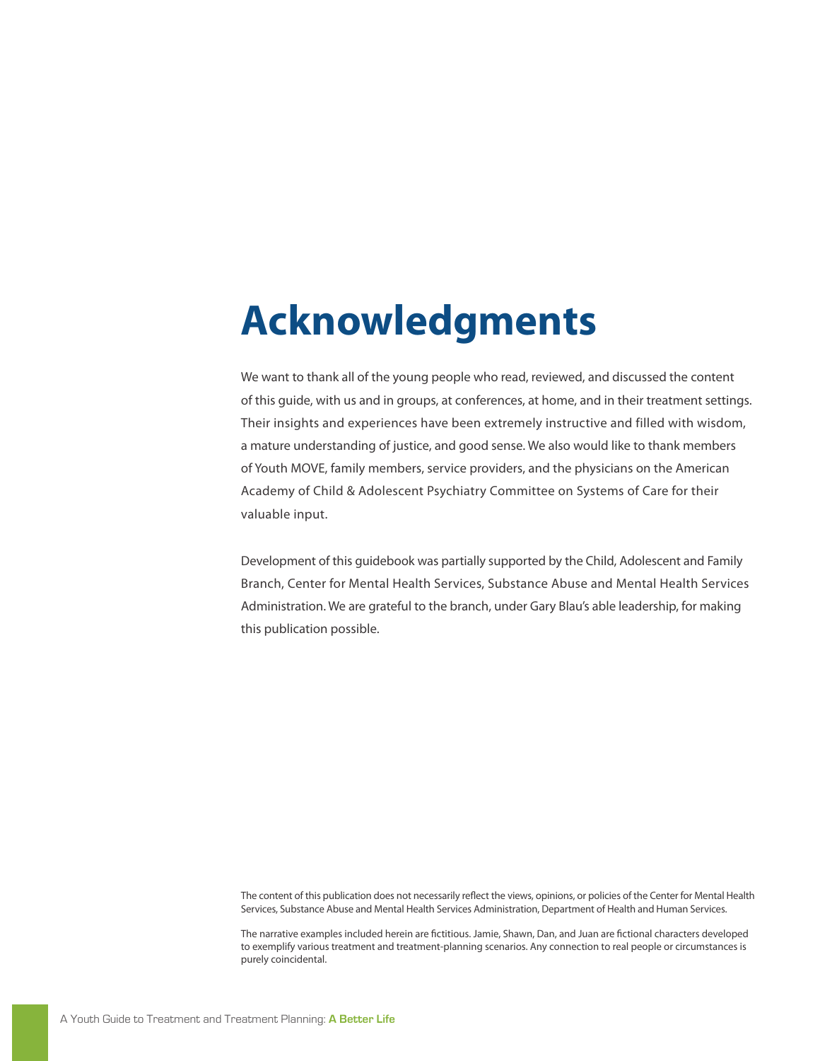# Acknowledgments

We want to thank all of the young people who read, reviewed, and discussed the content of this guide, with us and in groups, at conferences, at home, and in their treatment settings. Their insights and experiences have been extremely instructive and filled with wisdom, a mature understanding of justice, and good sense. We also would like to thank members of Youth MOVE, family members, service providers, and the physicians on the American Academy of Child & Adolescent Psychiatry Committee on Systems of Care for their valuable input.

Development of this guidebook was partially supported by the Child, Adolescent and Family Branch, Center for Mental Health Services, Substance Abuse and Mental Health Services Administration. We are grateful to the branch, under Gary Blau's able leadership, for making this publication possible.

The content of this publication does not necessarily reflect the views, opinions, or policies of the Center for Mental Health Services, Substance Abuse and Mental Health Services Administration, Department of Health and Human Services.

The narrative examples included herein are fictitious. Jamie, Shawn, Dan, and Juan are fictional characters developed to exemplify various treatment and treatment-planning scenarios. Any connection to real people or circumstances is purely coincidental.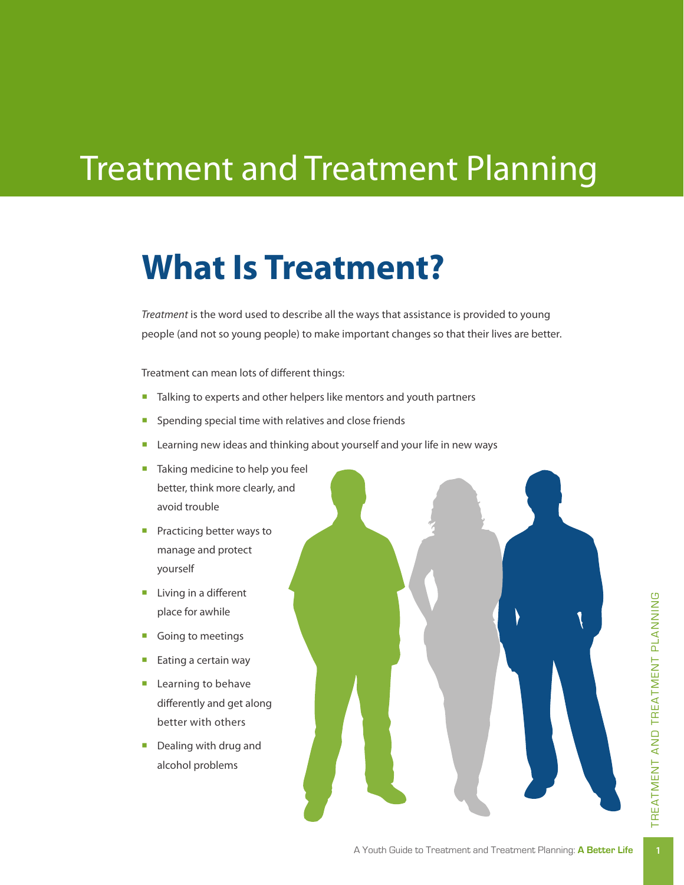# Treatment and Treatment Planning

## What Is Treatment?

*Treatment* is the word used to describe all the ways that assistance is provided to young people (and not so young people) to make important changes so that their lives are better.

Treatment can mean lots of different things:

- Talking to experts and other helpers like mentors and youth partners
- Spending special time with relatives and close friends
- Learning new ideas and thinking about yourself and your life in new ways
- Taking medicine to help you feel better, think more clearly, and avoid trouble
- Practicing better ways to manage and protect yourself
- Living in a different place for awhile
- Going to meetings
- Eating a certain way
- Learning to behave differently and get along better with others
- Dealing with drug and alcohol problems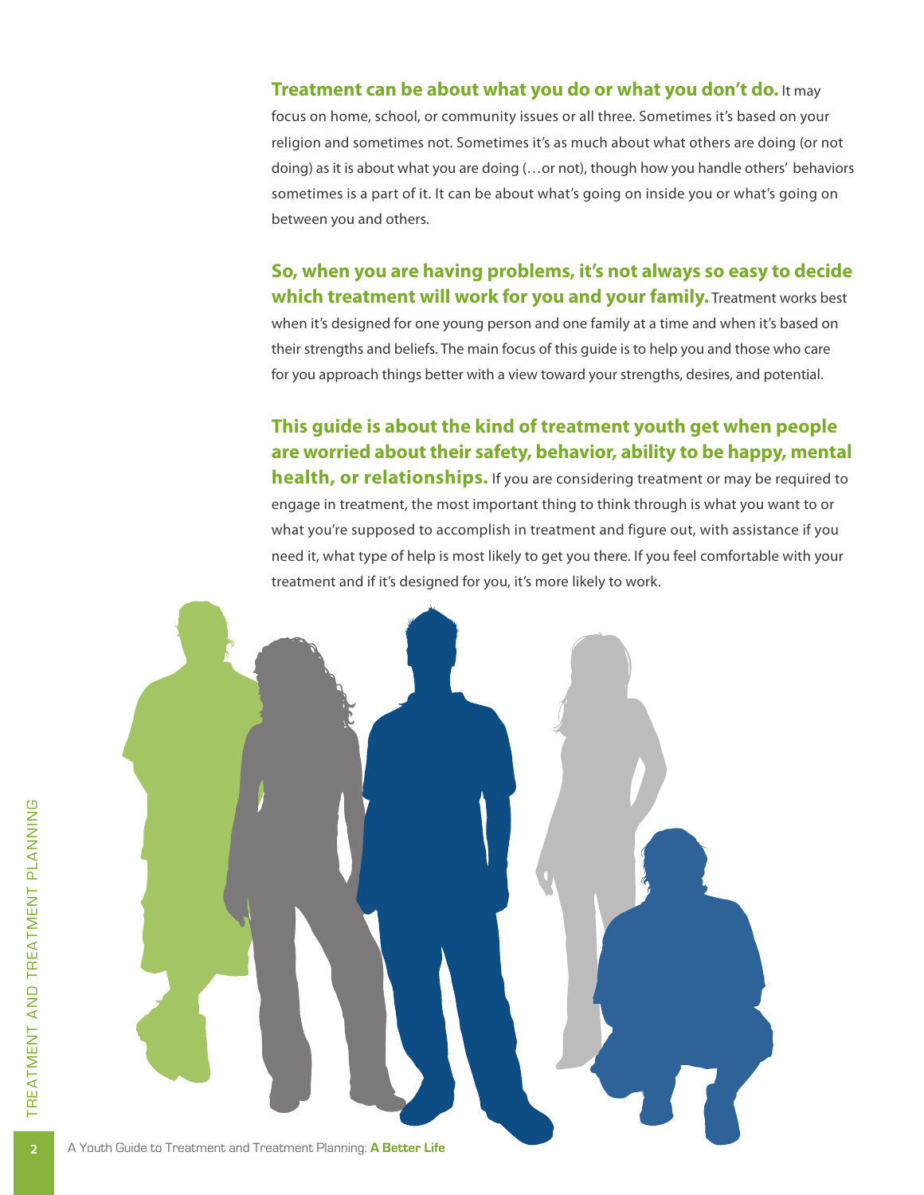**Treatment can be about what you do or what you don't do.** It may focus on home, school, or community issues or all three. Sometimes it's based on your religion and sometimes not. Sometimes it's as much about what others are doing (or not doing) as it is about what you are doing (…or not), though how you handle others' behaviors sometimes is a part of it. It can be about what's going on inside you or what's going on between you and others.

**So, when you are having problems, it's not always so easy to decide which treatment will work for you and your family.** Treatment works best when it's designed for one young person and one family at a time and when it's based on their strengths and beliefs. The main focus of this guide is to help you and those who care for you approach things better with a view toward your strengths, desires, and potential.

**This guide is about the kind of treatment youth get when people are worried about their safety, behavior, ability to be happy, mental health, or relationships.** If you are considering treatment or may be required to engage in treatment, the most important thing to think through is what you want to or what you're supposed to accomplish in treatment and figure out, with assistance if you need it, what type of help is most likely to get you there. If you feel comfortable with your treatment and if it's designed for you, it's more likely to work.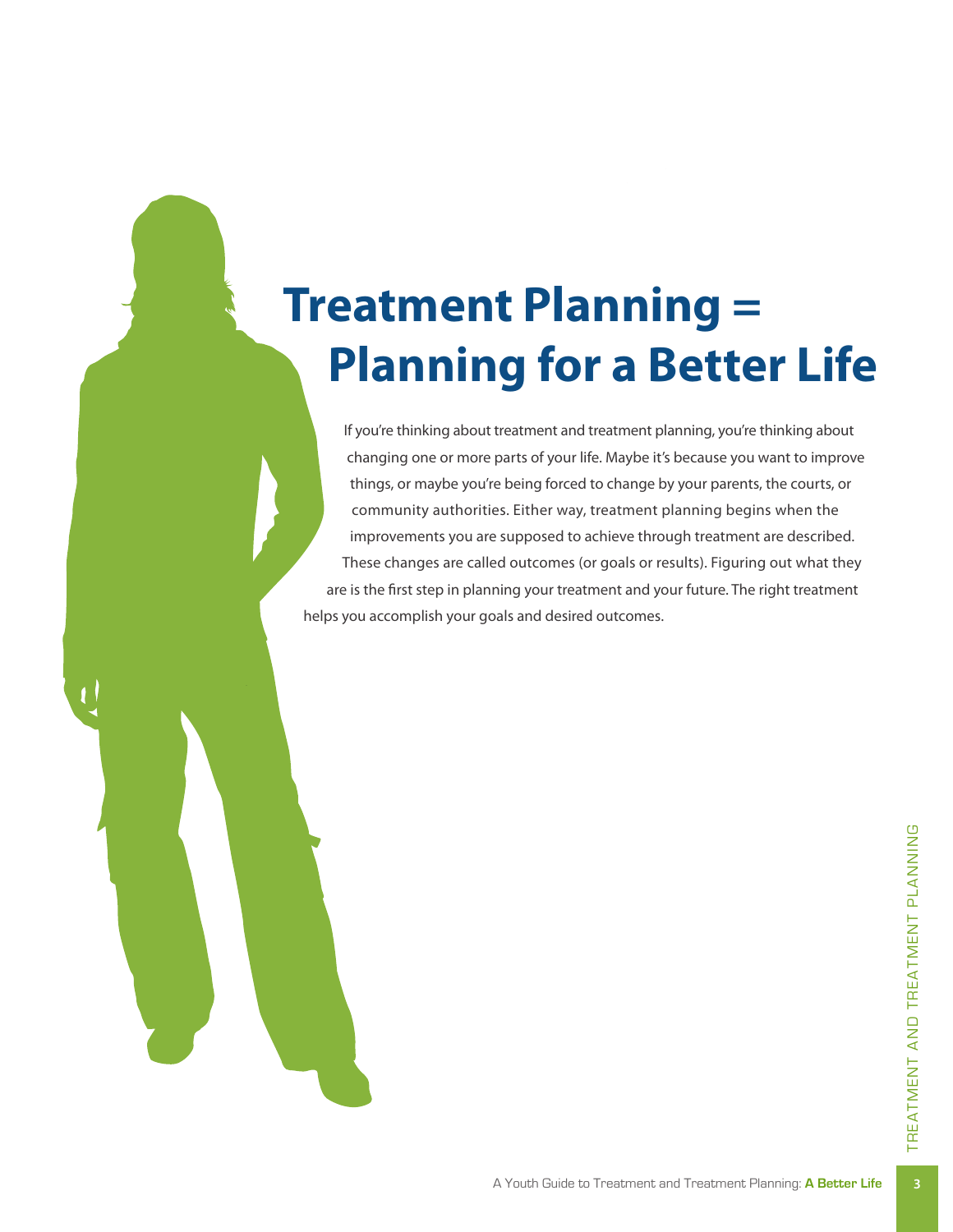# Treatment Planning = Planning for a Better Life

If you're thinking about treatment and treatment planning, you're thinking about changing one or more parts of your life. Maybe it's because you want to improve things, or maybe you're being forced to change by your parents, the courts, or community authorities. Either way, treatment planning begins when the improvements you are supposed to achieve through treatment are described. These changes are called outcomes (or goals or results). Figuring out what they are is the first step in planning your treatment and your future. The right treatment helps you accomplish your goals and desired outcomes.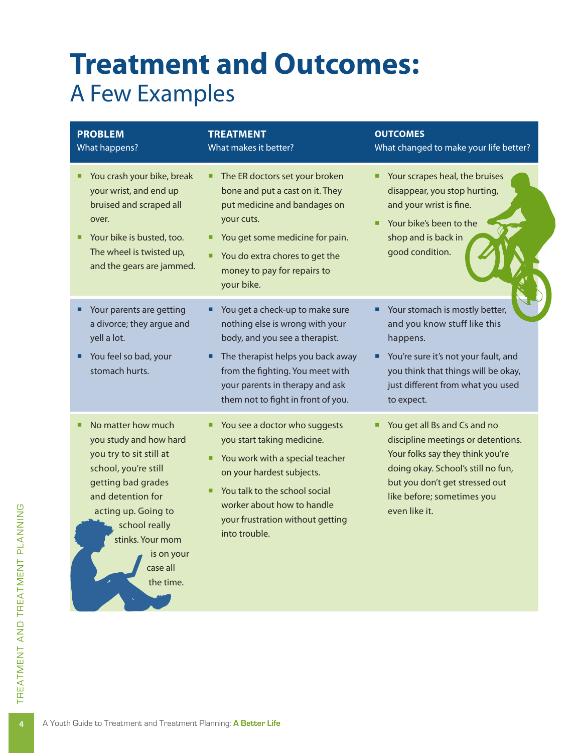# Treatment and Outcomes:
## A Few Examples

| PROBLEM<br>What happens? | TREATMENT<br>What makes it better? | OUTCOMES<br>What changed to make your life better? |
|---|---|---|
| ▪ You crash your bike, break your wrist, and end up bruised and scraped all over.<br>▪ Your bike is busted, too. The wheel is twisted up, and the gears are jammed. | ▪ The ER doctors set your broken bone and put a cast on it. They put medicine and bandages on your cuts.<br>▪ You get some medicine for pain.<br>▪ You do extra chores to get the money to pay for repairs to your bike. | ▪ Your scrapes heal, the bruises disappear, you stop hurting, and your wrist is fine.<br>▪ Your bike's been to the shop and is back in good condition. |
| ▪ Your parents are getting a divorce; they argue and yell a lot.<br>▪ You feel so bad, your stomach hurts. | ▪ You get a check-up to make sure nothing else is wrong with your body, and you see a therapist.<br>▪ The therapist helps you back away from the fighting. You meet with your parents in therapy and ask them not to fight in front of you. | ▪ Your stomach is mostly better, and you know stuff like this happens.<br>▪ You're sure it's not your fault, and you think that things will be okay, just different from what you used to expect. |
| ▪ No matter how much you study and how hard you try to sit still at school, you're still getting bad grades and detention for acting up. Going to school really stinks. Your mom is on your case all the time. | ▪ You see a doctor who suggests you start taking medicine.<br>▪ You work with a special teacher on your hardest subjects.<br>▪ You talk to the school social worker about how to handle your frustration without getting into trouble. | ▪ You get all Bs and Cs and no discipline meetings or detentions. Your folks say they think you're doing okay. School's still no fun, but you don't get stressed out like before; sometimes you even like it. |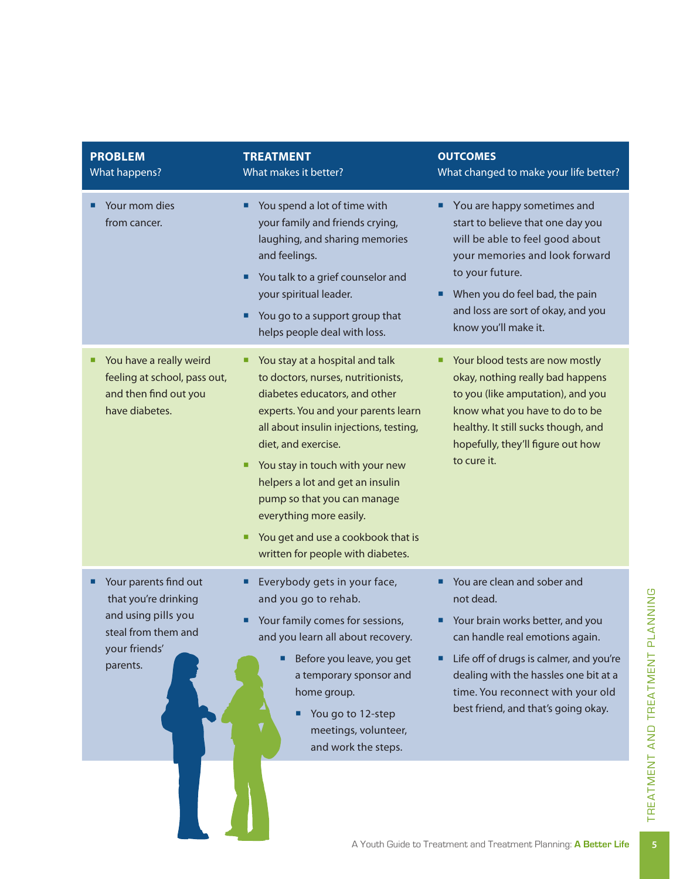| **PROBLEM** What happens? | **TREATMENT** What makes it better? | **OUTCOMES** What changed to make your life better? |
|---|---|---|
| ▪ Your mom dies from cancer. | ▪ You spend a lot of time with your family and friends crying, laughing, and sharing memories and feelings.<br>▪ You talk to a grief counselor and your spiritual leader.<br>▪ You go to a support group that helps people deal with loss. | ▪ You are happy sometimes and start to believe that one day you will be able to feel good about your memories and look forward to your future.<br>▪ When you do feel bad, the pain and loss are sort of okay, and you know you'll make it. |
| ▪ You have a really weird feeling at school, pass out, and then find out you have diabetes. | ▪ You stay at a hospital and talk to doctors, nurses, nutritionists, diabetes educators, and other experts. You and your parents learn all about insulin injections, testing, diet, and exercise.<br>▪ You stay in touch with your new helpers a lot and get an insulin pump so that you can manage everything more easily.<br>▪ You get and use a cookbook that is written for people with diabetes. | ▪ Your blood tests are now mostly okay, nothing really bad happens to you (like amputation), and you know what you have to do to be healthy. It still sucks though, and hopefully, they'll figure out how to cure it. |
| ▪ Your parents find out that you're drinking and using pills you steal from them and your friends' parents. | ▪ Everybody gets in your face, and you go to rehab.<br>▪ Your family comes for sessions, and you learn all about recovery.<br>▪ Before you leave, you get a temporary sponsor and home group.<br>▪ You go to 12-step meetings, volunteer, and work the steps. | ▪ You are clean and sober and not dead.<br>▪ Your brain works better, and you can handle real emotions again.<br>▪ Life off of drugs is calmer, and you're dealing with the hassles one bit at a time. You reconnect with your old best friend, and that's going okay. |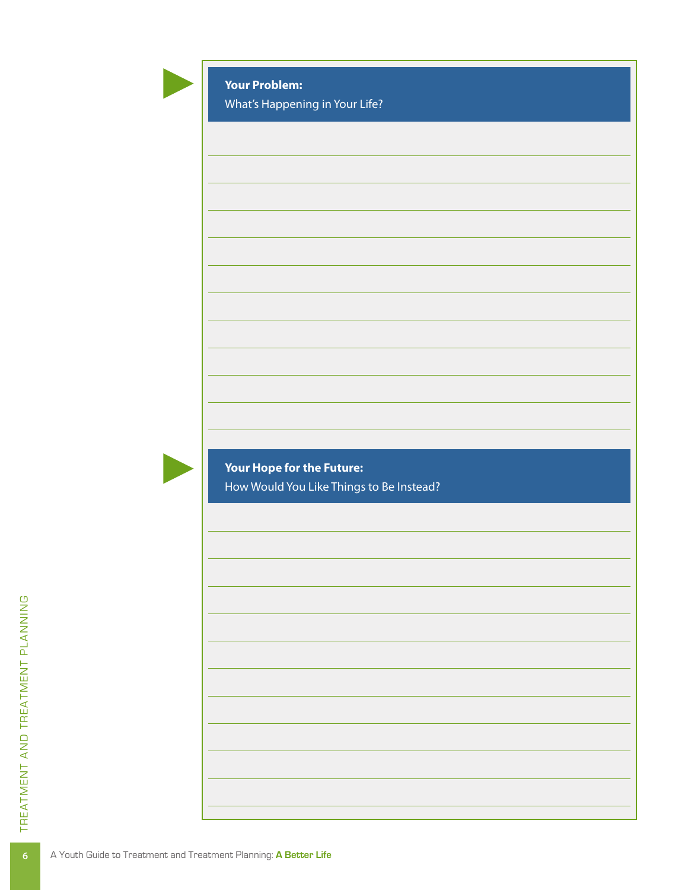**Your Problem:**

What's Happening in Your Life?

**Your Hope for the Future:**

How Would You Like Things to Be Instead?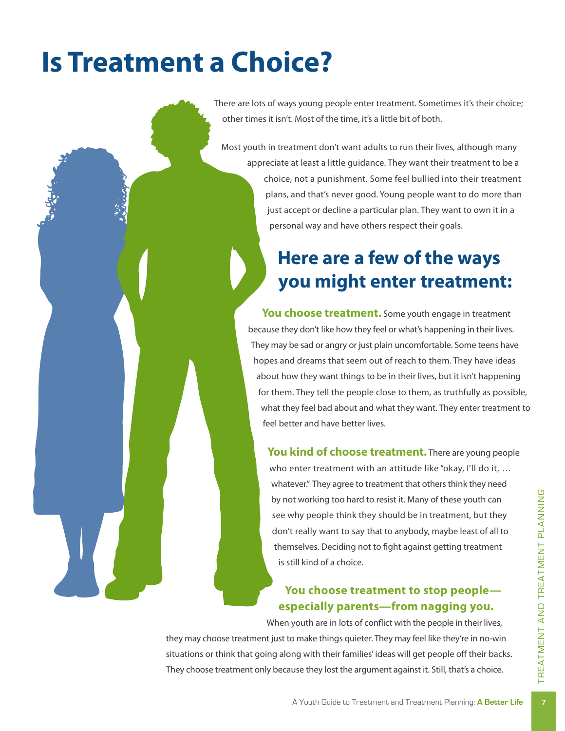# Is Treatment a Choice?

There are lots of ways young people enter treatment. Sometimes it's their choice; other times it isn't. Most of the time, it's a little bit of both.

Most youth in treatment don't want adults to run their lives, although many appreciate at least a little guidance. They want their treatment to be a choice, not a punishment. Some feel bullied into their treatment plans, and that's never good. Young people want to do more than just accept or decline a particular plan. They want to own it in a personal way and have others respect their goals.

## Here are a few of the ways you might enter treatment:

**You choose treatment.** Some youth engage in treatment because they don't like how they feel or what's happening in their lives. They may be sad or angry or just plain uncomfortable. Some teens have hopes and dreams that seem out of reach to them. They have ideas about how they want things to be in their lives, but it isn't happening for them. They tell the people close to them, as truthfully as possible, what they feel bad about and what they want. They enter treatment to feel better and have better lives.

**You kind of choose treatment.** There are young people who enter treatment with an attitude like "okay, I'll do it, … whatever." They agree to treatment that others think they need by not working too hard to resist it. Many of these youth can see why people think they should be in treatment, but they don't really want to say that to anybody, maybe least of all to themselves. Deciding not to fight against getting treatment is still kind of a choice.

**You choose treatment to stop people—especially parents—from nagging you.** When youth are in lots of conflict with the people in their lives, they may choose treatment just to make things quieter. They may feel like they're in no-win situations or think that going along with their families' ideas will get people off their backs. They choose treatment only because they lost the argument against it. Still, that's a choice.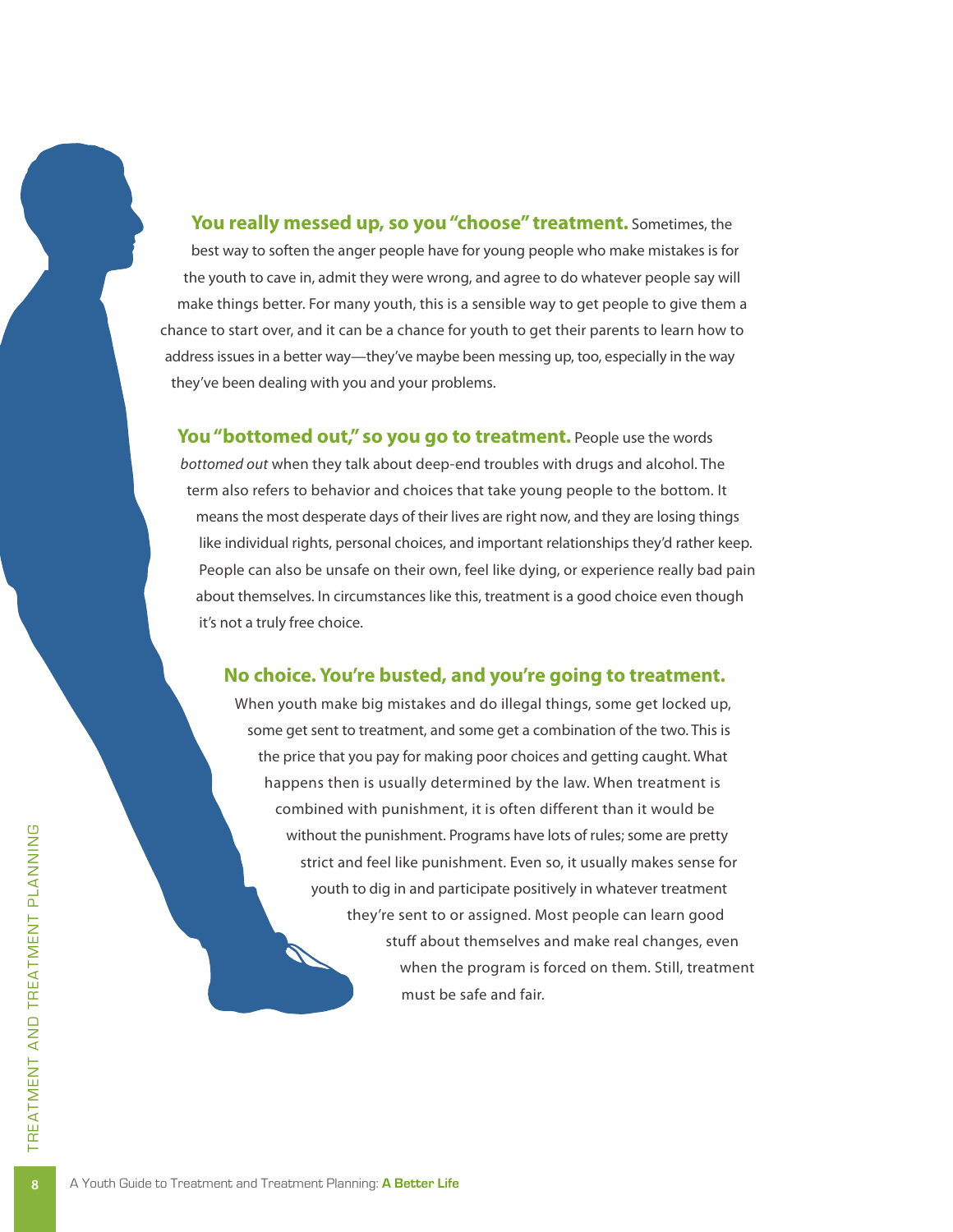**You really messed up, so you "choose" treatment.** Sometimes, the best way to soften the anger people have for young people who make mistakes is for the youth to cave in, admit they were wrong, and agree to do whatever people say will make things better. For many youth, this is a sensible way to get people to give them a chance to start over, and it can be a chance for youth to get their parents to learn how to address issues in a better way—they've maybe been messing up, too, especially in the way they've been dealing with you and your problems.

**You "bottomed out," so you go to treatment.** People use the words *bottomed out* when they talk about deep-end troubles with drugs and alcohol. The term also refers to behavior and choices that take young people to the bottom. It means the most desperate days of their lives are right now, and they are losing things like individual rights, personal choices, and important relationships they'd rather keep. People can also be unsafe on their own, feel like dying, or experience really bad pain about themselves. In circumstances like this, treatment is a good choice even though it's not a truly free choice.

**No choice. You're busted, and you're going to treatment.**

When youth make big mistakes and do illegal things, some get locked up, some get sent to treatment, and some get a combination of the two. This is the price that you pay for making poor choices and getting caught. What happens then is usually determined by the law. When treatment is combined with punishment, it is often different than it would be without the punishment. Programs have lots of rules; some are pretty strict and feel like punishment. Even so, it usually makes sense for youth to dig in and participate positively in whatever treatment they're sent to or assigned. Most people can learn good stuff about themselves and make real changes, even when the program is forced on them. Still, treatment must be safe and fair.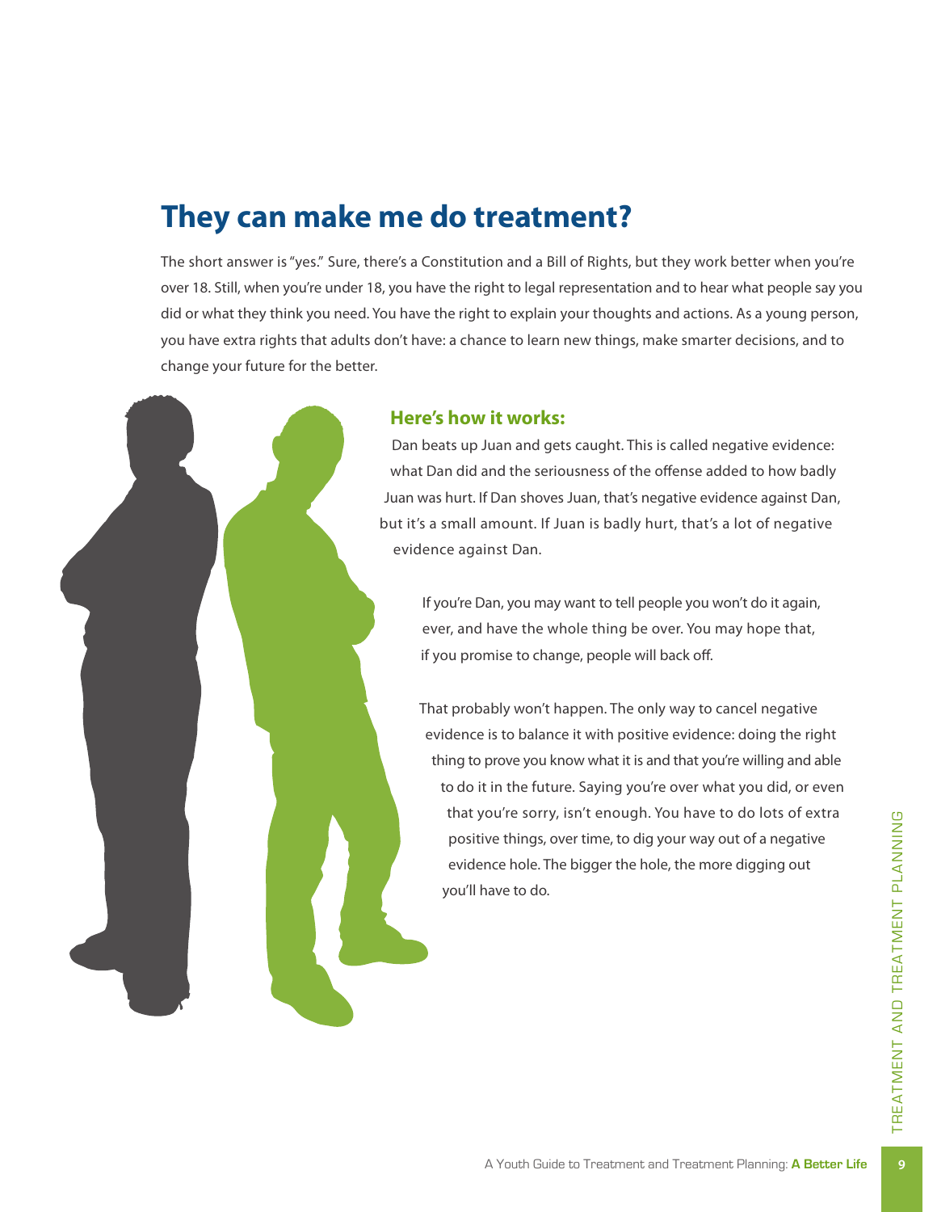# They can make me do treatment?

The short answer is "yes." Sure, there's a Constitution and a Bill of Rights, but they work better when you're over 18. Still, when you're under 18, you have the right to legal representation and to hear what people say you did or what they think you need. You have the right to explain your thoughts and actions. As a young person, you have extra rights that adults don't have: a chance to learn new things, make smarter decisions, and to change your future for the better.

### Here's how it works:

Dan beats up Juan and gets caught. This is called negative evidence: what Dan did and the seriousness of the offense added to how badly Juan was hurt. If Dan shoves Juan, that's negative evidence against Dan, but it's a small amount. If Juan is badly hurt, that's a lot of negative evidence against Dan.

If you're Dan, you may want to tell people you won't do it again, ever, and have the whole thing be over. You may hope that, if you promise to change, people will back off.

That probably won't happen. The only way to cancel negative evidence is to balance it with positive evidence: doing the right thing to prove you know what it is and that you're willing and able to do it in the future. Saying you're over what you did, or even that you're sorry, isn't enough. You have to do lots of extra positive things, over time, to dig your way out of a negative evidence hole. The bigger the hole, the more digging out you'll have to do.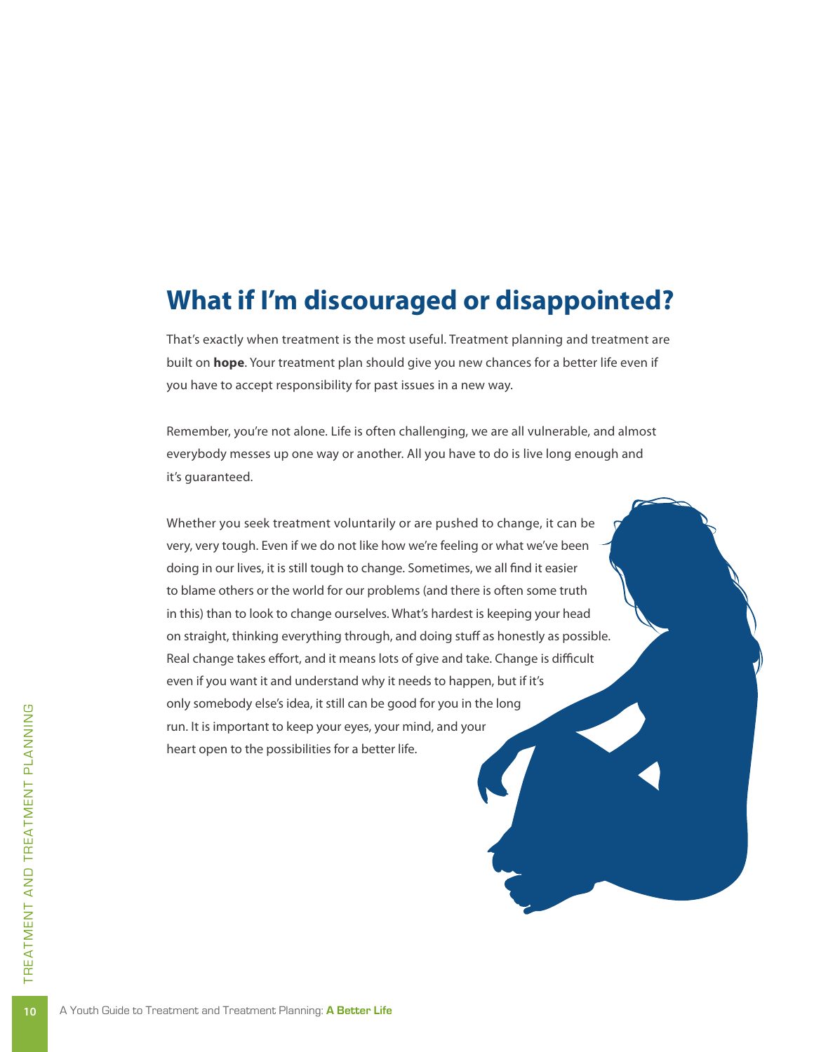## What if I'm discouraged or disappointed?

That's exactly when treatment is the most useful. Treatment planning and treatment are built on **hope**. Your treatment plan should give you new chances for a better life even if you have to accept responsibility for past issues in a new way.

Remember, you're not alone. Life is often challenging, we are all vulnerable, and almost everybody messes up one way or another. All you have to do is live long enough and it's guaranteed.

Whether you seek treatment voluntarily or are pushed to change, it can be very, very tough. Even if we do not like how we're feeling or what we've been doing in our lives, it is still tough to change. Sometimes, we all find it easier to blame others or the world for our problems (and there is often some truth in this) than to look to change ourselves. What's hardest is keeping your head on straight, thinking everything through, and doing stuff as honestly as possible. Real change takes effort, and it means lots of give and take. Change is difficult even if you want it and understand why it needs to happen, but if it's only somebody else's idea, it still can be good for you in the long run. It is important to keep your eyes, your mind, and your heart open to the possibilities for a better life.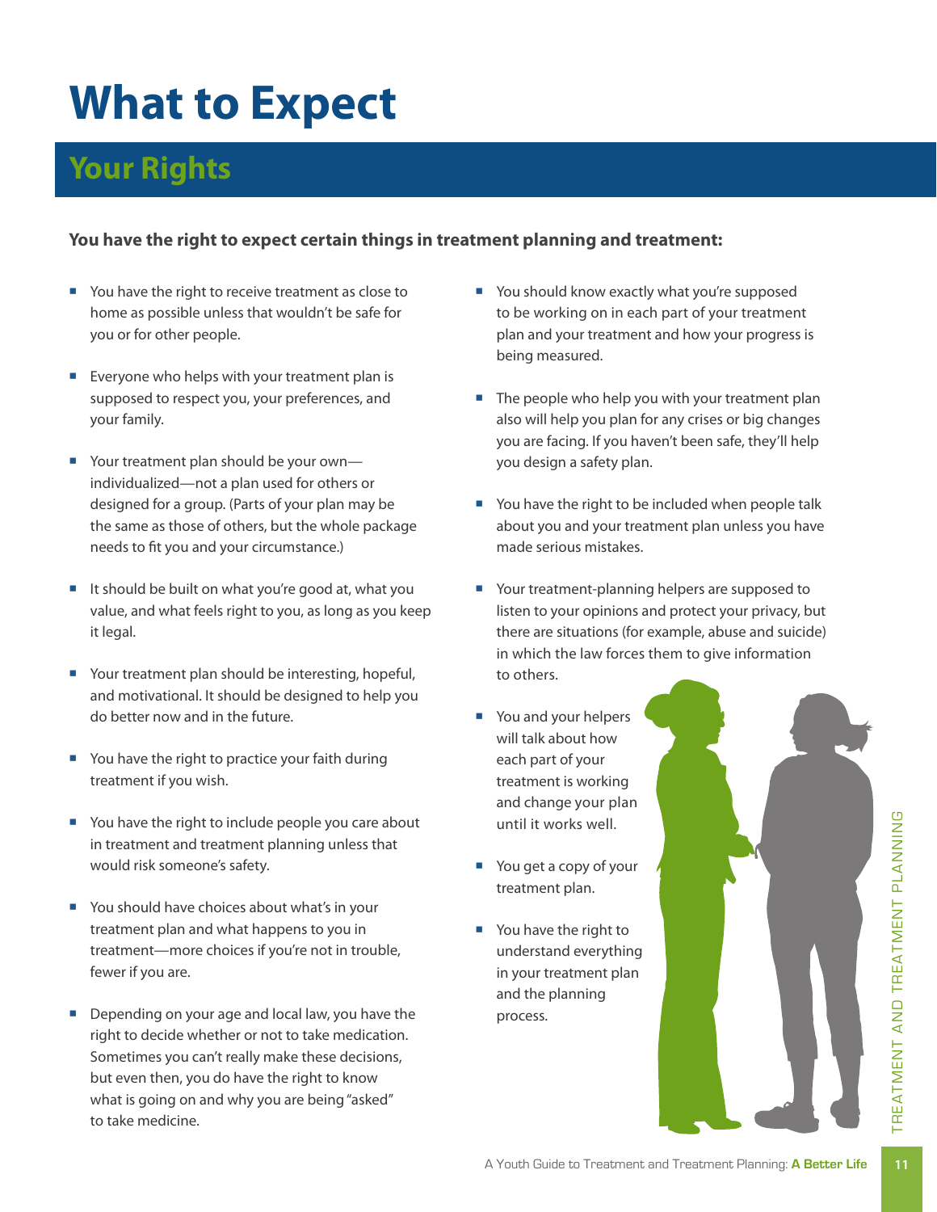# What to Expect

## Your Rights

**You have the right to expect certain things in treatment planning and treatment:**

- You have the right to receive treatment as close to home as possible unless that wouldn't be safe for you or for other people.
- Everyone who helps with your treatment plan is supposed to respect you, your preferences, and your family.
- Your treatment plan should be your own—individualized—not a plan used for others or designed for a group. (Parts of your plan may be the same as those of others, but the whole package needs to fit you and your circumstance.)
- It should be built on what you're good at, what you value, and what feels right to you, as long as you keep it legal.
- Your treatment plan should be interesting, hopeful, and motivational. It should be designed to help you do better now and in the future.
- You have the right to practice your faith during treatment if you wish.
- You have the right to include people you care about in treatment and treatment planning unless that would risk someone's safety.
- You should have choices about what's in your treatment plan and what happens to you in treatment—more choices if you're not in trouble, fewer if you are.
- Depending on your age and local law, you have the right to decide whether or not to take medication. Sometimes you can't really make these decisions, but even then, you do have the right to know what is going on and why you are being "asked" to take medicine.
- You should know exactly what you're supposed to be working on in each part of your treatment plan and your treatment and how your progress is being measured.
- The people who help you with your treatment plan also will help you plan for any crises or big changes you are facing. If you haven't been safe, they'll help you design a safety plan.
- You have the right to be included when people talk about you and your treatment plan unless you have made serious mistakes.
- Your treatment-planning helpers are supposed to listen to your opinions and protect your privacy, but there are situations (for example, abuse and suicide) in which the law forces them to give information to others.
- You and your helpers will talk about how each part of your treatment is working and change your plan until it works well.
- You get a copy of your treatment plan.
- You have the right to understand everything in your treatment plan and the planning process.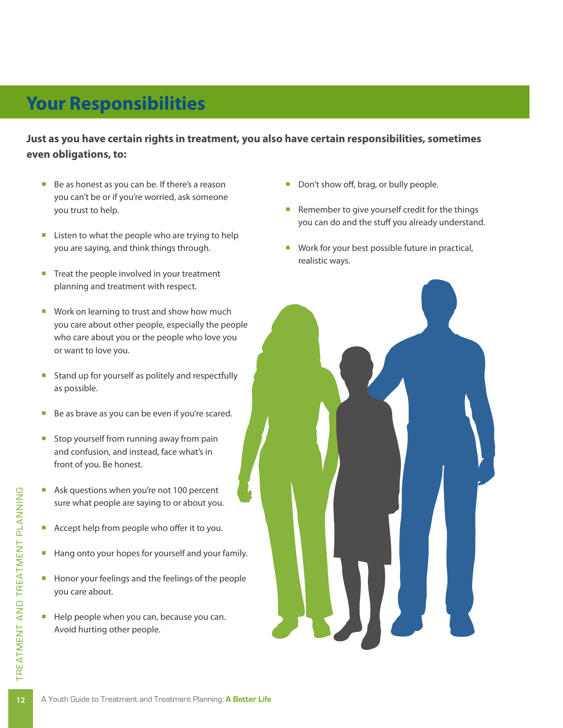# Your Responsibilities

**Just as you have certain rights in treatment, you also have certain responsibilities, sometimes even obligations, to:**

- Be as honest as you can be. If there's a reason you can't be or if you're worried, ask someone you trust to help.
- Listen to what the people who are trying to help you are saying, and think things through.
- Treat the people involved in your treatment planning and treatment with respect.
- Work on learning to trust and show how much you care about other people, especially the people who care about you or the people who love you or want to love you.
- Stand up for yourself as politely and respectfully as possible.
- Be as brave as you can be even if you're scared.
- Stop yourself from running away from pain and confusion, and instead, face what's in front of you. Be honest.
- Ask questions when you're not 100 percent sure what people are saying to or about you.
- Accept help from people who offer it to you.
- Hang onto your hopes for yourself and your family.
- Honor your feelings and the feelings of the people you care about.
- Help people when you can, because you can. Avoid hurting other people.
- Don't show off, brag, or bully people.
- Remember to give yourself credit for the things you can do and the stuff you already understand.
- Work for your best possible future in practical, realistic ways.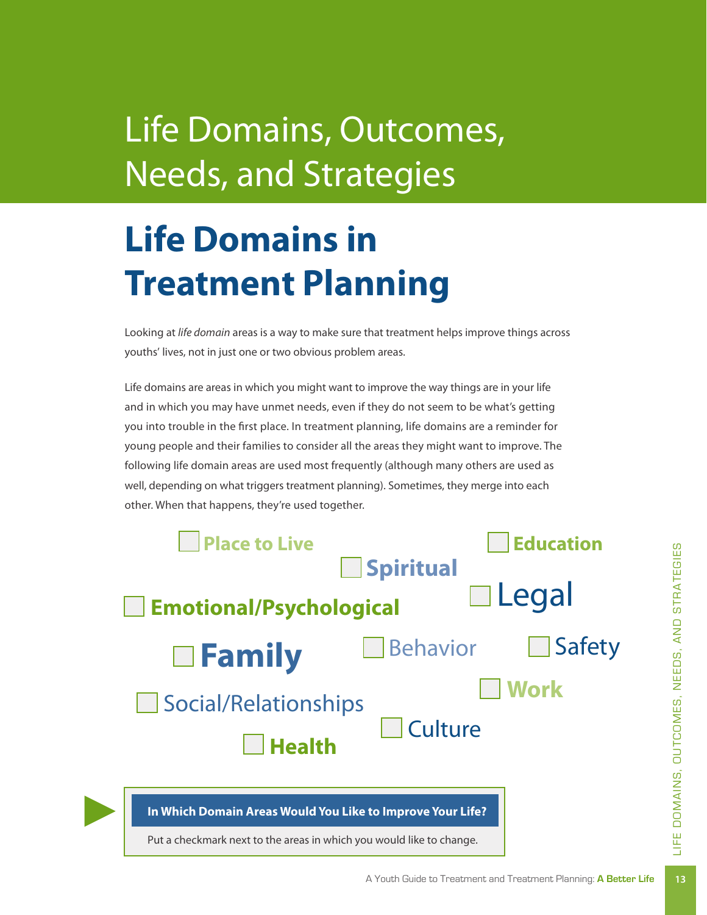# Life Domains, Outcomes, Needs, and Strategies

## Life Domains in Treatment Planning

Looking at *life domain* areas is a way to make sure that treatment helps improve things across youths' lives, not in just one or two obvious problem areas.

Life domains are areas in which you might want to improve the way things are in your life and in which you may have unmet needs, even if they do not seem to be what's getting you into trouble in the first place. In treatment planning, life domains are a reminder for young people and their families to consider all the areas they might want to improve. The following life domain areas are used most frequently (although many others are used as well, depending on what triggers treatment planning). Sometimes, they merge into each other. When that happens, they're used together.

- ☐ Place to Live
- ☐ Education
- ☐ Spiritual
- ☐ Emotional/Psychological
- ☐ Legal
- ☐ Family
- ☐ Behavior
- ☐ Safety
- ☐ Work
- ☐ Social/Relationships
- ☐ Culture
- ☐ Health

**In Which Domain Areas Would You Like to Improve Your Life?**

Put a checkmark next to the areas in which you would like to change.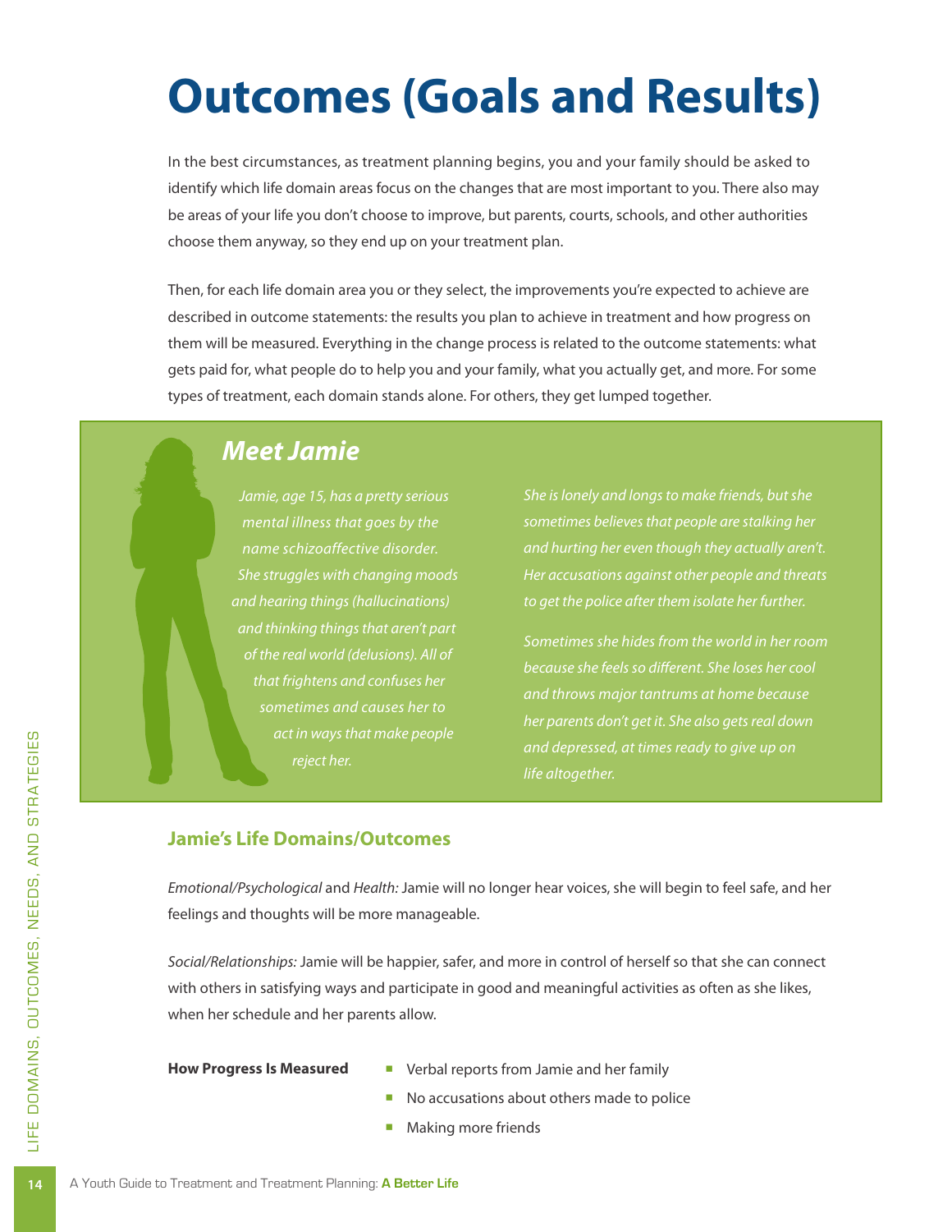# Outcomes (Goals and Results)

In the best circumstances, as treatment planning begins, you and your family should be asked to identify which life domain areas focus on the changes that are most important to you. There also may be areas of your life you don't choose to improve, but parents, courts, schools, and other authorities choose them anyway, so they end up on your treatment plan.

Then, for each life domain area you or they select, the improvements you're expected to achieve are described in outcome statements: the results you plan to achieve in treatment and how progress on them will be measured. Everything in the change process is related to the outcome statements: what gets paid for, what people do to help you and your family, what you actually get, and more. For some types of treatment, each domain stands alone. For others, they get lumped together.

## *Meet Jamie*

*Jamie, age 15, has a pretty serious mental illness that goes by the name schizoaffective disorder. She struggles with changing moods and hearing things (hallucinations) and thinking things that aren't part of the real world (delusions). All of that frightens and confuses her sometimes and causes her to act in ways that make people reject her.*

*She is lonely and longs to make friends, but she sometimes believes that people are stalking her and hurting her even though they actually aren't. Her accusations against other people and threats to get the police after them isolate her further.*

*Sometimes she hides from the world in her room because she feels so different. She loses her cool and throws major tantrums at home because her parents don't get it. She also gets real down and depressed, at times ready to give up on life altogether.*

### Jamie's Life Domains/Outcomes

*Emotional/Psychological* and *Health:* Jamie will no longer hear voices, she will begin to feel safe, and her feelings and thoughts will be more manageable.

*Social/Relationships:* Jamie will be happier, safer, and more in control of herself so that she can connect with others in satisfying ways and participate in good and meaningful activities as often as she likes, when her schedule and her parents allow.

**How Progress Is Measured**

- Verbal reports from Jamie and her family
- No accusations about others made to police
- Making more friends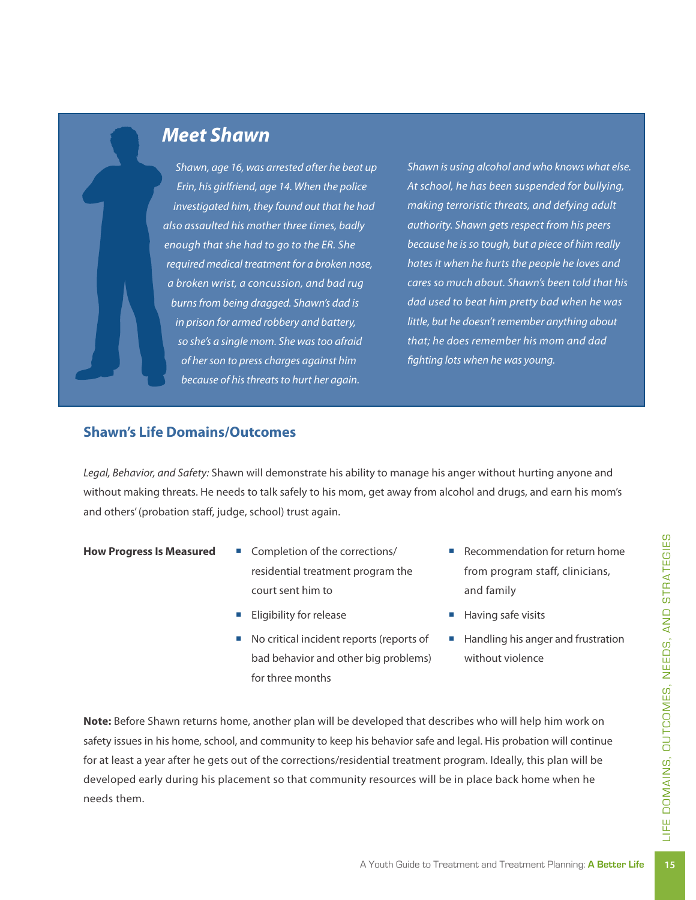## Meet Shawn

*Shawn, age 16, was arrested after he beat up Erin, his girlfriend, age 14. When the police investigated him, they found out that he had also assaulted his mother three times, badly enough that she had to go to the ER. She required medical treatment for a broken nose, a broken wrist, a concussion, and bad rug burns from being dragged. Shawn's dad is in prison for armed robbery and battery, so she's a single mom. She was too afraid of her son to press charges against him because of his threats to hurt her again.*

*Shawn is using alcohol and who knows what else. At school, he has been suspended for bullying, making terroristic threats, and defying adult authority. Shawn gets respect from his peers because he is so tough, but a piece of him really hates it when he hurts the people he loves and cares so much about. Shawn's been told that his dad used to beat him pretty bad when he was little, but he doesn't remember anything about that; he does remember his mom and dad fighting lots when he was young.*

### Shawn's Life Domains/Outcomes

*Legal, Behavior, and Safety:* Shawn will demonstrate his ability to manage his anger without hurting anyone and without making threats. He needs to talk safely to his mom, get away from alcohol and drugs, and earn his mom's and others' (probation staff, judge, school) trust again.

**How Progress Is Measured**

- Completion of the corrections/residential treatment program the court sent him to
- Eligibility for release
- No critical incident reports (reports of bad behavior and other big problems) for three months
- Recommendation for return home from program staff, clinicians, and family
- Having safe visits
- Handling his anger and frustration without violence

**Note:** Before Shawn returns home, another plan will be developed that describes who will help him work on safety issues in his home, school, and community to keep his behavior safe and legal. His probation will continue for at least a year after he gets out of the corrections/residential treatment program. Ideally, this plan will be developed early during his placement so that community resources will be in place back home when he needs them.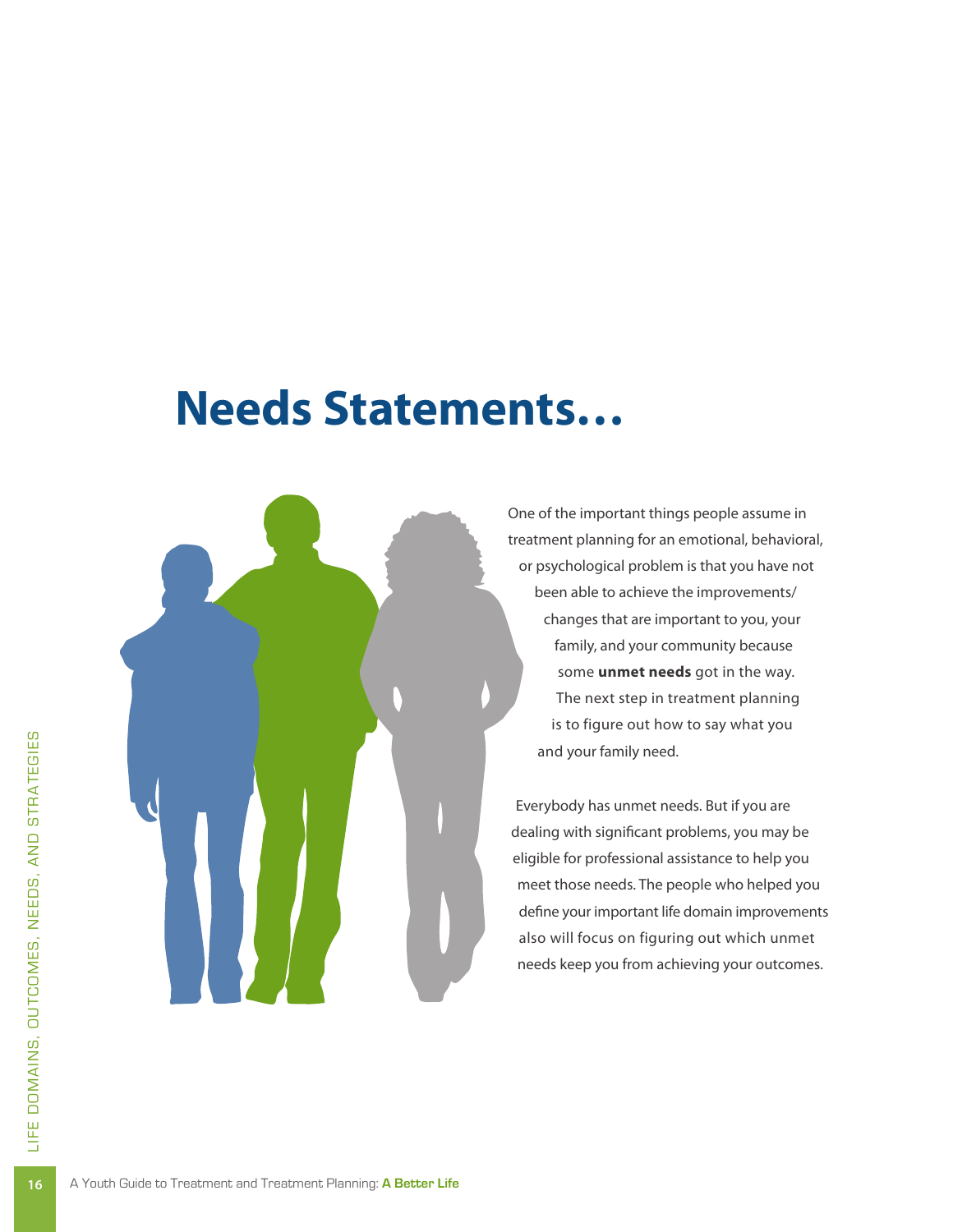# Needs Statements…

One of the important things people assume in treatment planning for an emotional, behavioral, or psychological problem is that you have not been able to achieve the improvements/changes that are important to you, your family, and your community because some **unmet needs** got in the way. The next step in treatment planning is to figure out how to say what you and your family need.

Everybody has unmet needs. But if you are dealing with significant problems, you may be eligible for professional assistance to help you meet those needs. The people who helped you define your important life domain improvements also will focus on figuring out which unmet needs keep you from achieving your outcomes.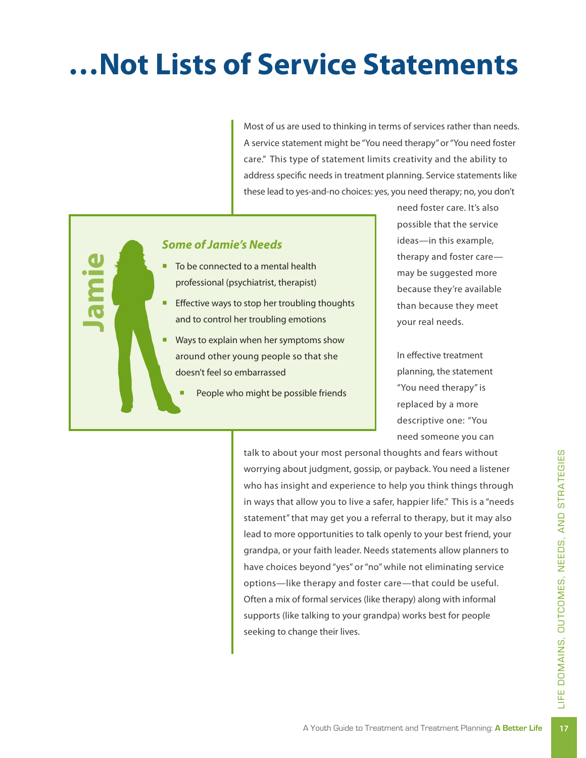# …Not Lists of Service Statements

Most of us are used to thinking in terms of services rather than needs. A service statement might be "You need therapy" or "You need foster care." This type of statement limits creativity and the ability to address specific needs in treatment planning. Service statements like these lead to yes-and-no choices: yes, you need therapy; no, you don't need foster care. It's also possible that the service ideas—in this example, therapy and foster care—may be suggested more because they're available than because they meet your real needs.

In effective treatment planning, the statement "You need therapy" is replaced by a more descriptive one: "You need someone you can talk to about your most personal thoughts and fears without worrying about judgment, gossip, or payback. You need a listener who has insight and experience to help you think things through in ways that allow you to live a safer, happier life." This is a "needs statement" that may get you a referral to therapy, but it may also lead to more opportunities to talk openly to your best friend, your grandpa, or your faith leader. Needs statements allow planners to have choices beyond "yes" or "no" while not eliminating service options—like therapy and foster care—that could be useful. Often a mix of formal services (like therapy) along with informal supports (like talking to your grandpa) works best for people seeking to change their lives.

**Jamie**

### *Some of Jamie's Needs*

- To be connected to a mental health professional (psychiatrist, therapist)
- Effective ways to stop her troubling thoughts and to control her troubling emotions
- Ways to explain when her symptoms show around other young people so that she doesn't feel so embarrassed
- People who might be possible friends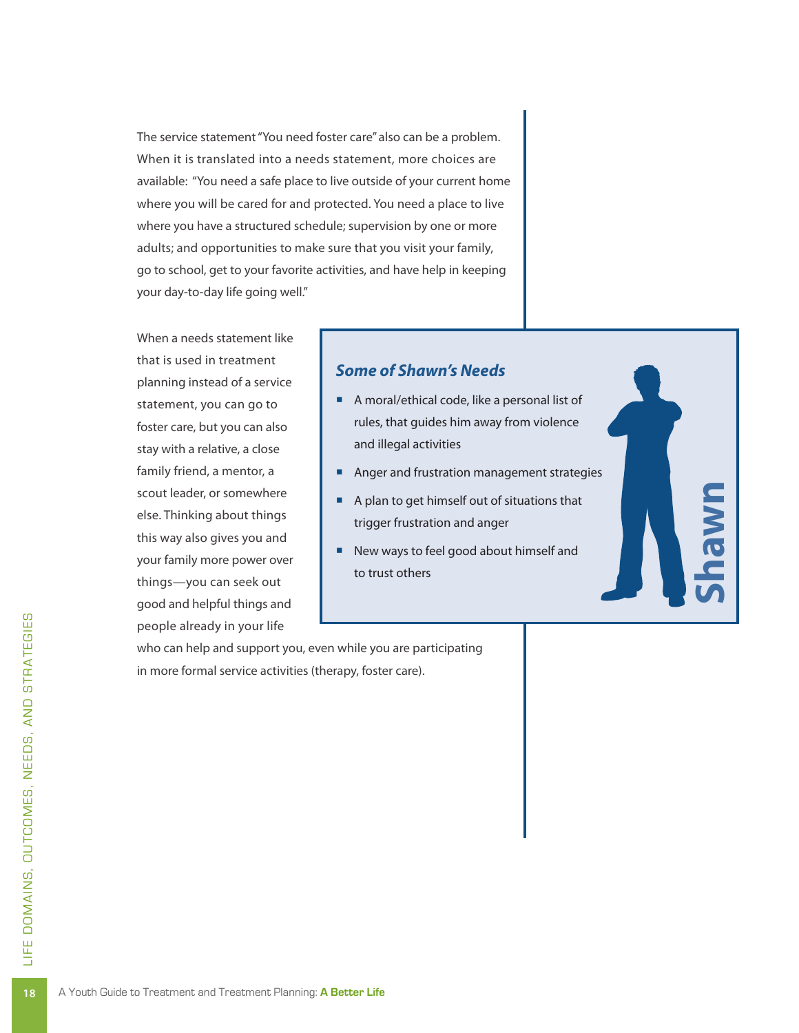The service statement "You need foster care" also can be a problem. When it is translated into a needs statement, more choices are available: "You need a safe place to live outside of your current home where you will be cared for and protected. You need a place to live where you have a structured schedule; supervision by one or more adults; and opportunities to make sure that you visit your family, go to school, get to your favorite activities, and have help in keeping your day-to-day life going well."

When a needs statement like that is used in treatment planning instead of a service statement, you can go to foster care, but you can also stay with a relative, a close family friend, a mentor, a scout leader, or somewhere else. Thinking about things this way also gives you and your family more power over things—you can seek out good and helpful things and people already in your life who can help and support you, even while you are participating in more formal service activities (therapy, foster care).

### *Some of Shawn's Needs*

- A moral/ethical code, like a personal list of rules, that guides him away from violence and illegal activities
- Anger and frustration management strategies
- A plan to get himself out of situations that trigger frustration and anger
- New ways to feel good about himself and to trust others

**Shawn**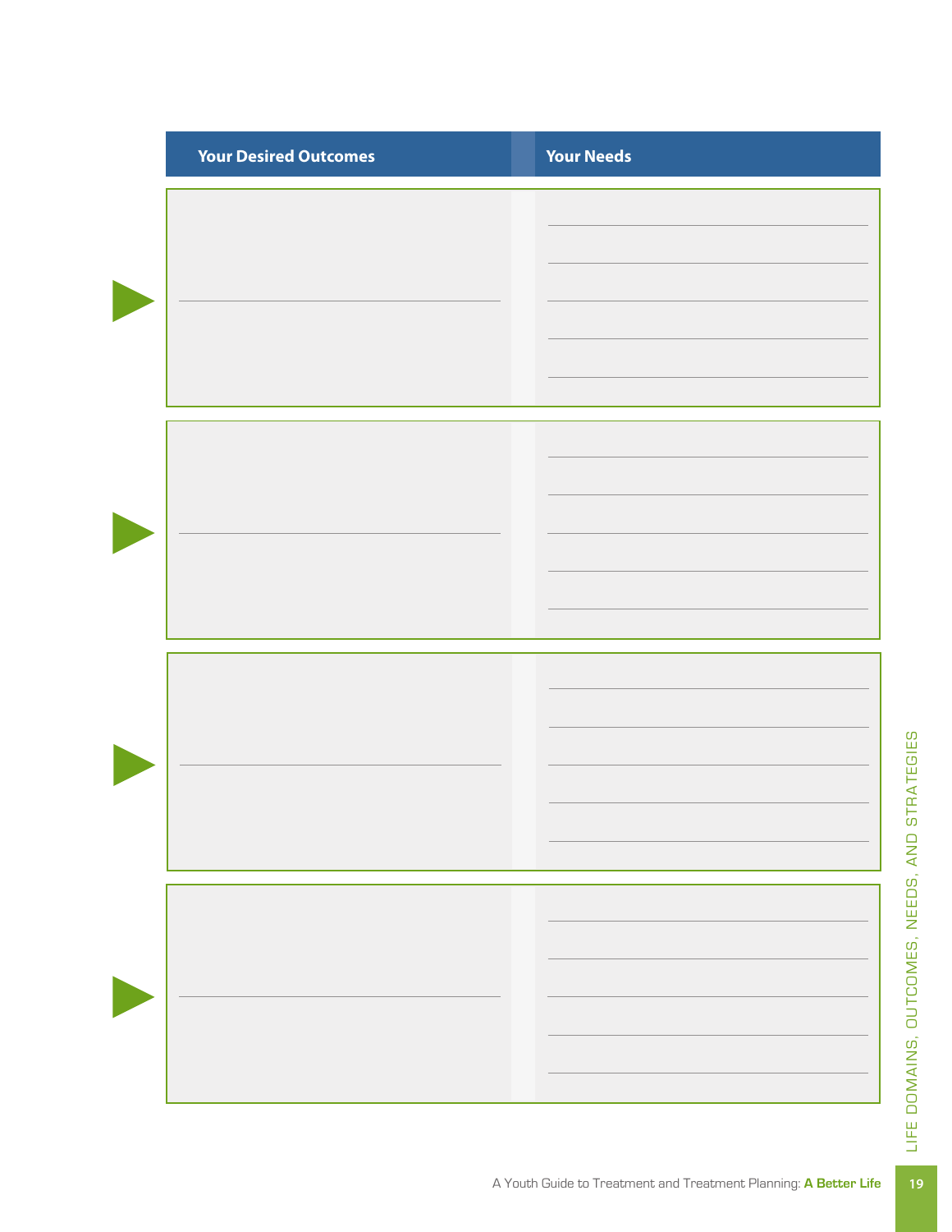| Your Desired Outcomes | Your Needs |
| --- | --- |
| | |
| | |
| | |
| | |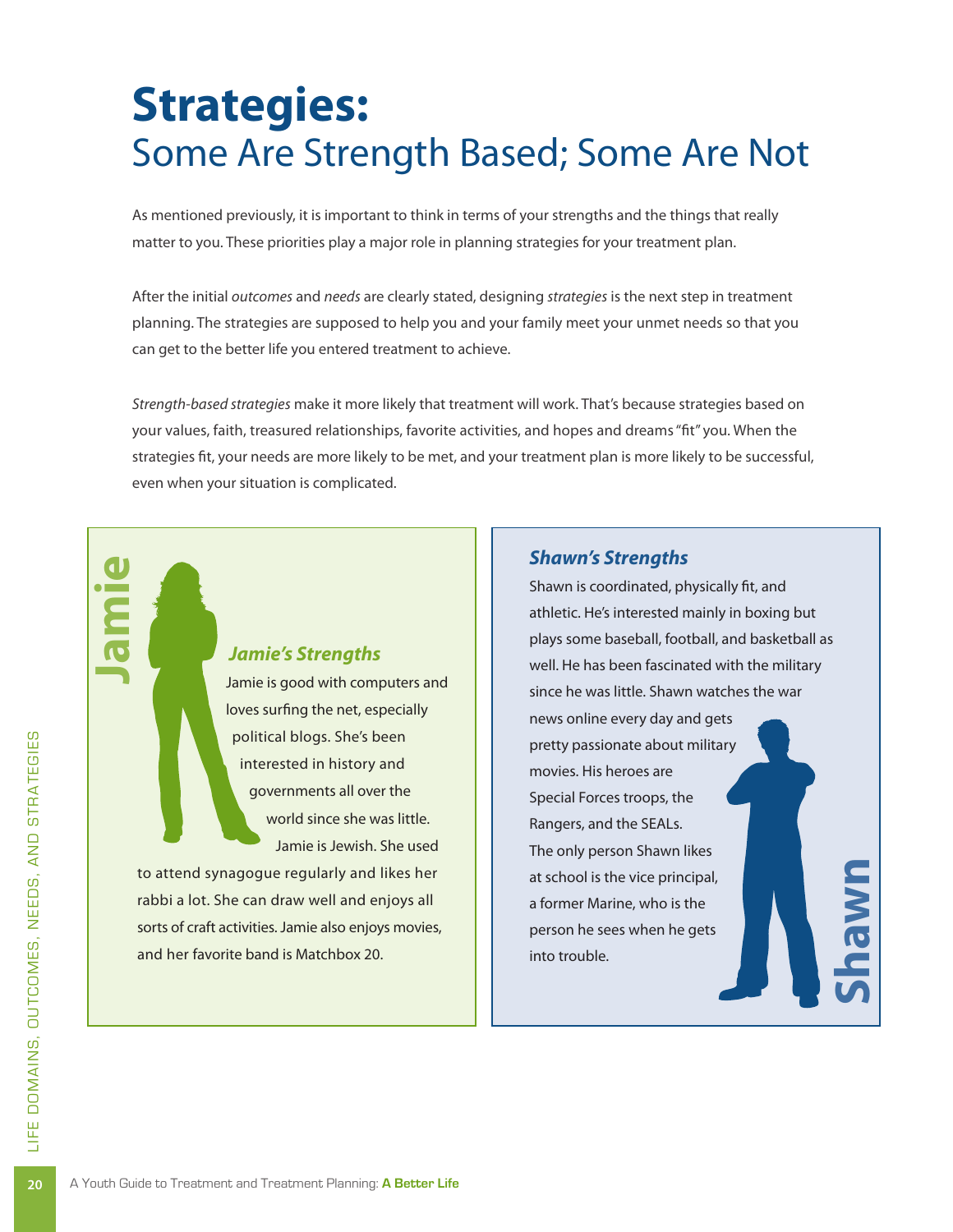# Strategies:
## Some Are Strength Based; Some Are Not

As mentioned previously, it is important to think in terms of your strengths and the things that really matter to you. These priorities play a major role in planning strategies for your treatment plan.

After the initial *outcomes* and *needs* are clearly stated, designing *strategies* is the next step in treatment planning. The strategies are supposed to help you and your family meet your unmet needs so that you can get to the better life you entered treatment to achieve.

*Strength-based strategies* make it more likely that treatment will work. That's because strategies based on your values, faith, treasured relationships, favorite activities, and hopes and dreams "fit" you. When the strategies fit, your needs are more likely to be met, and your treatment plan is more likely to be successful, even when your situation is complicated.

**Jamie**

### *Jamie's Strengths*

Jamie is good with computers and loves surfing the net, especially political blogs. She's been interested in history and governments all over the world since she was little. Jamie is Jewish. She used to attend synagogue regularly and likes her rabbi a lot. She can draw well and enjoys all sorts of craft activities. Jamie also enjoys movies, and her favorite band is Matchbox 20.

**Shawn**

### *Shawn's Strengths*

Shawn is coordinated, physically fit, and athletic. He's interested mainly in boxing but plays some baseball, football, and basketball as well. He has been fascinated with the military since he was little. Shawn watches the war news online every day and gets pretty passionate about military movies. His heroes are Special Forces troops, the Rangers, and the SEALs. The only person Shawn likes at school is the vice principal, a former Marine, who is the person he sees when he gets into trouble.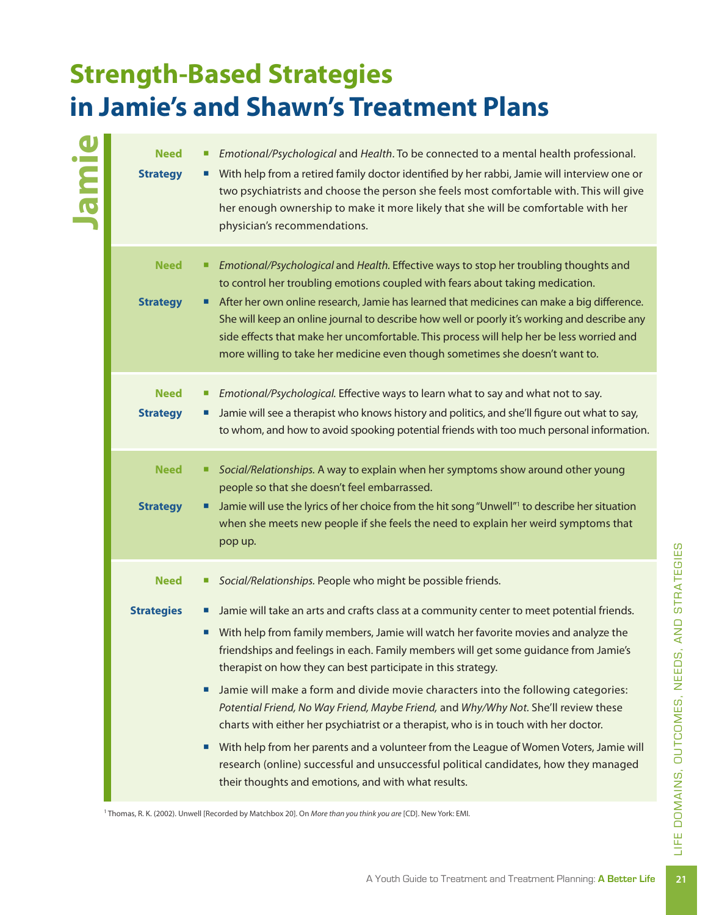# Strength-Based Strategies in Jamie's and Shawn's Treatment Plans

## Jamie

**Need**
- *Emotional/Psychological* and *Health*. To be connected to a mental health professional.

**Strategy**
- With help from a retired family doctor identified by her rabbi, Jamie will interview one or two psychiatrists and choose the person she feels most comfortable with. This will give her enough ownership to make it more likely that she will be comfortable with her physician's recommendations.

**Need**
- *Emotional/Psychological* and *Health*. Effective ways to stop her troubling thoughts and to control her troubling emotions coupled with fears about taking medication.

**Strategy**
- After her own online research, Jamie has learned that medicines can make a big difference. She will keep an online journal to describe how well or poorly it's working and describe any side effects that make her uncomfortable. This process will help her be less worried and more willing to take her medicine even though sometimes she doesn't want to.

**Need**
- *Emotional/Psychological*. Effective ways to learn what to say and what not to say.

**Strategy**
- Jamie will see a therapist who knows history and politics, and she'll figure out what to say, to whom, and how to avoid spooking potential friends with too much personal information.

**Need**
- *Social/Relationships*. A way to explain when her symptoms show around other young people so that she doesn't feel embarrassed.

**Strategy**
- Jamie will use the lyrics of her choice from the hit song "Unwell"[1] to describe her situation when she meets new people if she feels the need to explain her weird symptoms that pop up.

**Need**
- *Social/Relationships*. People who might be possible friends.

**Strategies**
- Jamie will take an arts and crafts class at a community center to meet potential friends.
- With help from family members, Jamie will watch her favorite movies and analyze the friendships and feelings in each. Family members will get some guidance from Jamie's therapist on how they can best participate in this strategy.
- Jamie will make a form and divide movie characters into the following categories: *Potential Friend, No Way Friend, Maybe Friend,* and *Why/Why Not*. She'll review these charts with either her psychiatrist or a therapist, who is in touch with her doctor.
- With help from her parents and a volunteer from the League of Women Voters, Jamie will research (online) successful and unsuccessful political candidates, how they managed their thoughts and emotions, and with what results.

[1] Thomas, R. K. (2002). Unwell [Recorded by Matchbox 20]. On *More than you think you are* [CD]. New York: EMI.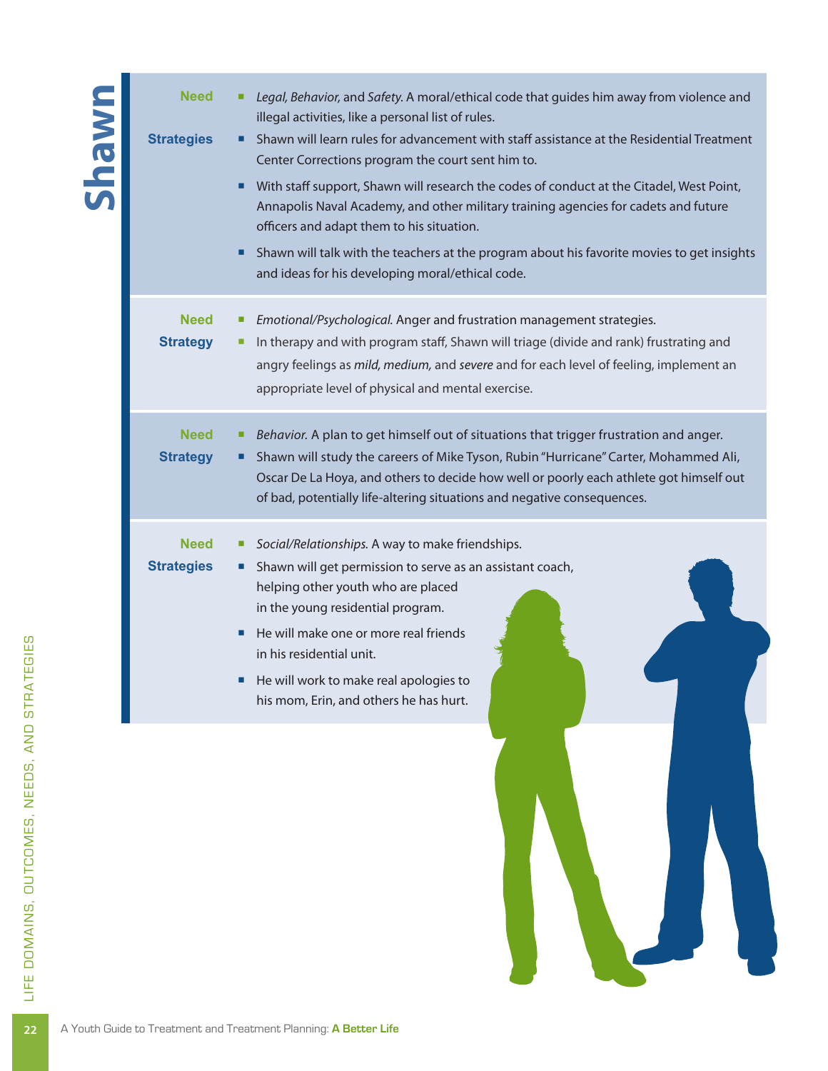# Shawn

**Need**

- *Legal, Behavior,* and *Safety.* A moral/ethical code that guides him away from violence and illegal activities, like a personal list of rules.

**Strategies**

- Shawn will learn rules for advancement with staff assistance at the Residential Treatment Center Corrections program the court sent him to.
- With staff support, Shawn will research the codes of conduct at the Citadel, West Point, Annapolis Naval Academy, and other military training agencies for cadets and future officers and adapt them to his situation.
- Shawn will talk with the teachers at the program about his favorite movies to get insights and ideas for his developing moral/ethical code.

**Need**

- *Emotional/Psychological.* Anger and frustration management strategies.

**Strategy**

- In therapy and with program staff, Shawn will triage (divide and rank) frustrating and angry feelings as *mild, medium,* and *severe* and for each level of feeling, implement an appropriate level of physical and mental exercise.

**Need**

- *Behavior.* A plan to get himself out of situations that trigger frustration and anger.

**Strategy**

- Shawn will study the careers of Mike Tyson, Rubin "Hurricane" Carter, Mohammed Ali, Oscar De La Hoya, and others to decide how well or poorly each athlete got himself out of bad, potentially life-altering situations and negative consequences.

**Need**

- *Social/Relationships.* A way to make friendships.

**Strategies**

- Shawn will get permission to serve as an assistant coach, helping other youth who are placed in the young residential program.
- He will make one or more real friends in his residential unit.
- He will work to make real apologies to his mom, Erin, and others he has hurt.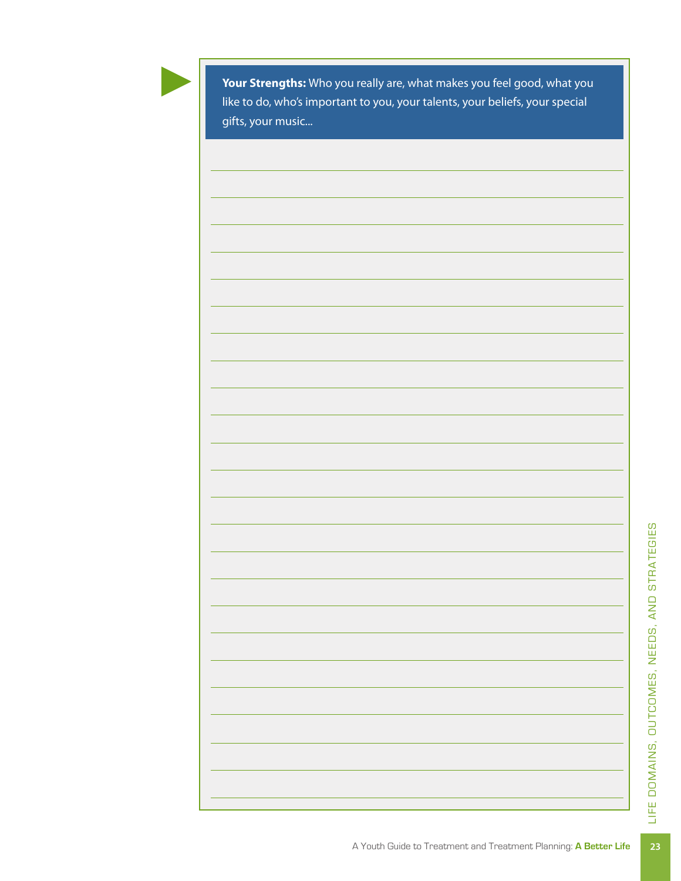**Your Strengths:** Who you really are, what makes you feel good, what you like to do, who's important to you, your talents, your beliefs, your special gifts, your music...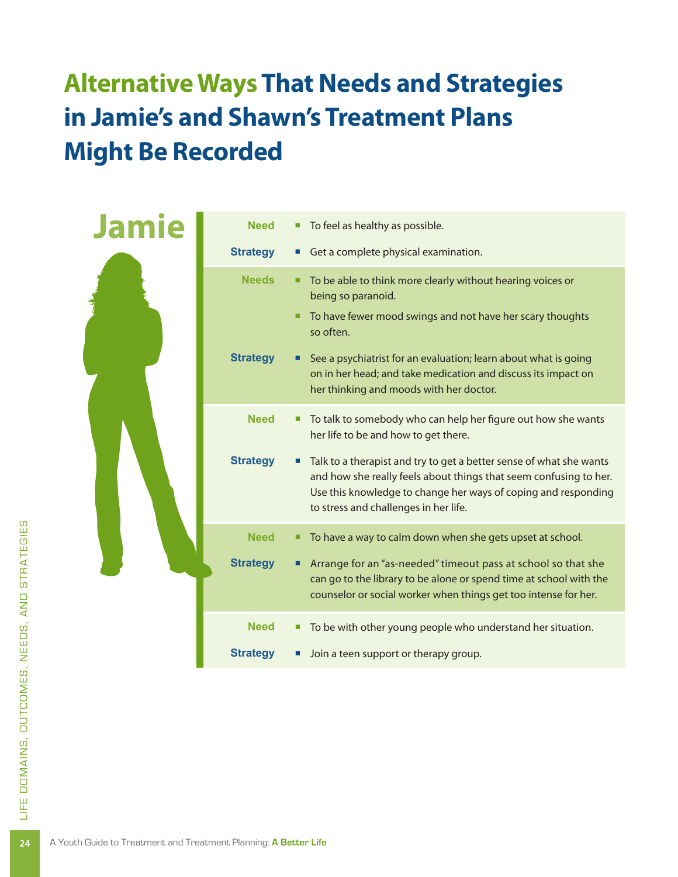# Alternative Ways That Needs and Strategies in Jamie's and Shawn's Treatment Plans Might Be Recorded

## Jamie

| | |
|---|---|
| **Need** | To feel as healthy as possible. |
| **Strategy** | Get a complete physical examination. |
| **Needs** | To be able to think more clearly without hearing voices or being so paranoid.<br>To have fewer mood swings and not have her scary thoughts so often. |
| **Strategy** | See a psychiatrist for an evaluation; learn about what is going on in her head; and take medication and discuss its impact on her thinking and moods with her doctor. |
| **Need** | To talk to somebody who can help her figure out how she wants her life to be and how to get there. |
| **Strategy** | Talk to a therapist and try to get a better sense of what she wants and how she really feels about things that seem confusing to her. Use this knowledge to change her ways of coping and responding to stress and challenges in her life. |
| **Need** | To have a way to calm down when she gets upset at school. |
| **Strategy** | Arrange for an "as-needed" timeout pass at school so that she can go to the library to be alone or spend time at school with the counselor or social worker when things get too intense for her. |
| **Need** | To be with other young people who understand her situation. |
| **Strategy** | Join a teen support or therapy group. |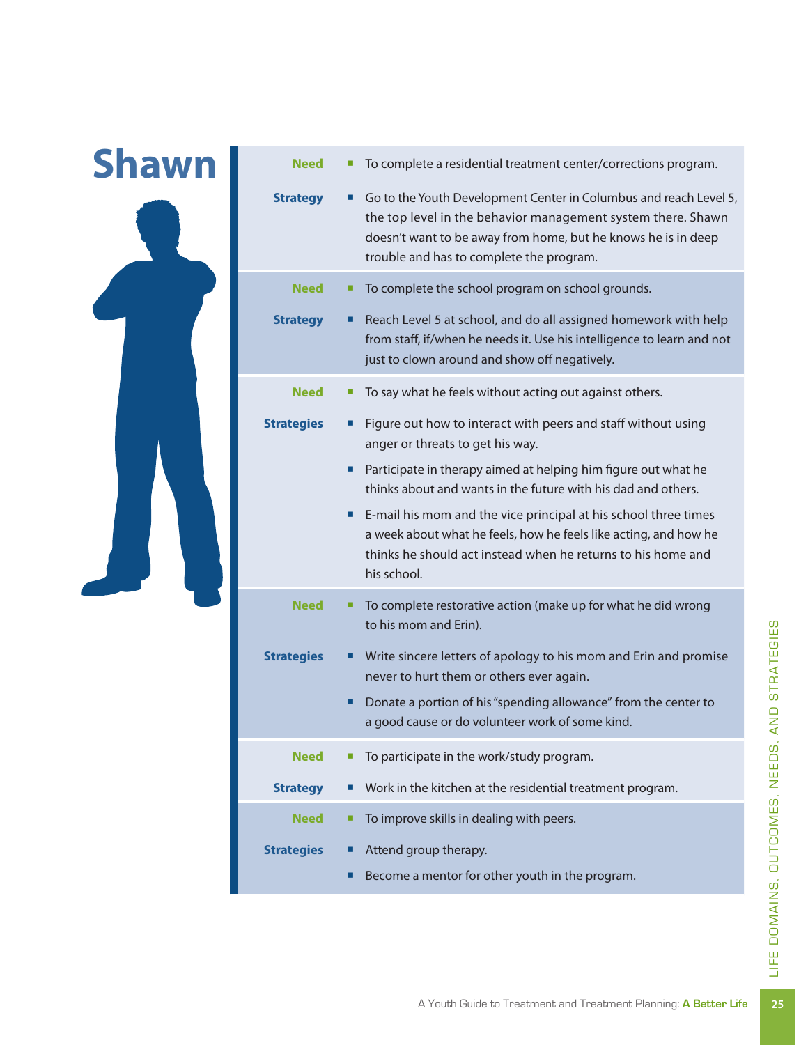# Shawn

| | |
|---|---|
| **Need** | To complete a residential treatment center/corrections program. |
| **Strategy** | Go to the Youth Development Center in Columbus and reach Level 5, the top level in the behavior management system there. Shawn doesn't want to be away from home, but he knows he is in deep trouble and has to complete the program. |
| **Need** | To complete the school program on school grounds. |
| **Strategy** | Reach Level 5 at school, and do all assigned homework with help from staff, if/when he needs it. Use his intelligence to learn and not just to clown around and show off negatively. |
| **Need** | To say what he feels without acting out against others. |
| **Strategies** | Figure out how to interact with peers and staff without using anger or threats to get his way. |
| | Participate in therapy aimed at helping him figure out what he thinks about and wants in the future with his dad and others. |
| | E-mail his mom and the vice principal at his school three times a week about what he feels, how he feels like acting, and how he thinks he should act instead when he returns to his home and his school. |
| **Need** | To complete restorative action (make up for what he did wrong to his mom and Erin). |
| **Strategies** | Write sincere letters of apology to his mom and Erin and promise never to hurt them or others ever again. |
| | Donate a portion of his "spending allowance" from the center to a good cause or do volunteer work of some kind. |
| **Need** | To participate in the work/study program. |
| **Strategy** | Work in the kitchen at the residential treatment program. |
| **Need** | To improve skills in dealing with peers. |
| **Strategies** | Attend group therapy. |
| | Become a mentor for other youth in the program. |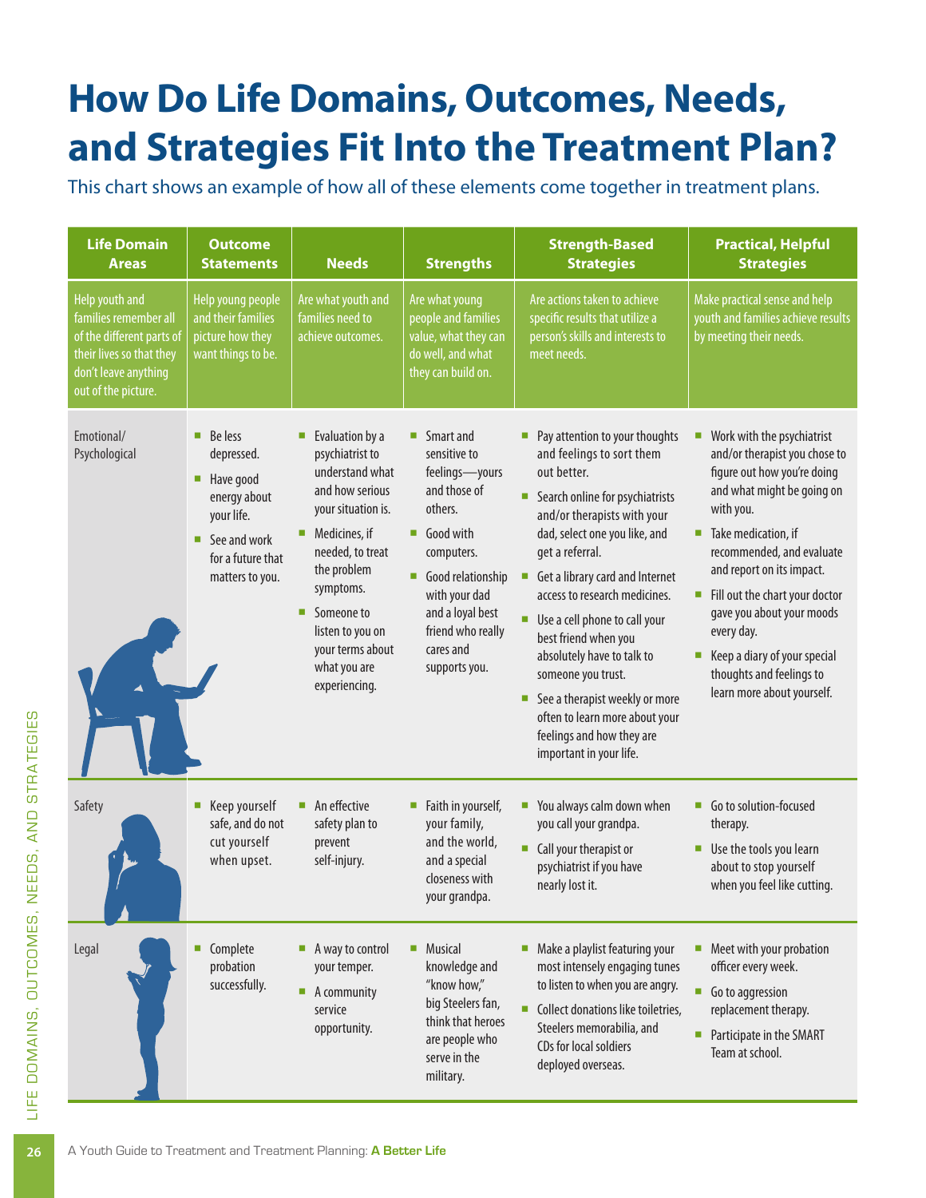# How Do Life Domains, Outcomes, Needs, and Strategies Fit Into the Treatment Plan?

This chart shows an example of how all of these elements come together in treatment plans.

| Life Domain Areas | Outcome Statements | Needs | Strengths | Strength-Based Strategies | Practical, Helpful Strategies |
|---|---|---|---|---|---|
| Help youth and families remember all of the different parts of their lives so that they don't leave anything out of the picture. | Help young people and their families picture how they want things to be. | Are what youth and families need to achieve outcomes. | Are what young people and families value, what they can do well, and what they can build on. | Are actions taken to achieve specific results that utilize a person's skills and interests to meet needs. | Make practical sense and help youth and families achieve results by meeting their needs. |
| Emotional/ Psychological | - Be less depressed.<br>- Have good energy about your life.<br>- See and work for a future that matters to you. | - Evaluation by a psychiatrist to understand what and how serious your situation is.<br>- Medicines, if needed, to treat the problem symptoms.<br>- Someone to listen to you on your terms about what you are experiencing. | - Smart and sensitive to feelings—yours and those of others.<br>- Good with computers.<br>- Good relationship with your dad and a loyal best friend who really cares and supports you. | - Pay attention to your thoughts and feelings to sort them out better.<br>- Search online for psychiatrists and/or therapists with your dad, select one you like, and get a referral.<br>- Get a library card and Internet access to research medicines.<br>- Use a cell phone to call your best friend when you absolutely have to talk to someone you trust.<br>- See a therapist weekly or more often to learn more about your feelings and how they are important in your life. | - Work with the psychiatrist and/or therapist you chose to figure out how you're doing and what might be going on with you.<br>- Take medication, if recommended, and evaluate and report on its impact.<br>- Fill out the chart your doctor gave you about your moods every day.<br>- Keep a diary of your special thoughts and feelings to learn more about yourself. |
| Safety | - Keep yourself safe, and do not cut yourself when upset. | - An effective safety plan to prevent self-injury. | - Faith in yourself, your family, and the world, and a special closeness with your grandpa. | - You always calm down when you call your grandpa.<br>- Call your therapist or psychiatrist if you have nearly lost it. | - Go to solution-focused therapy.<br>- Use the tools you learn about to stop yourself when you feel like cutting. |
| Legal | - Complete probation successfully. | - A way to control your temper.<br>- A community service opportunity. | - Musical knowledge and "know how," big Steelers fan, think that heroes are people who serve in the military. | - Make a playlist featuring your most intensely engaging tunes to listen to when you are angry.<br>- Collect donations like toiletries, Steelers memorabilia, and CDs for local soldiers deployed overseas. | - Meet with your probation officer every week.<br>- Go to aggression replacement therapy.<br>- Participate in the SMART Team at school. |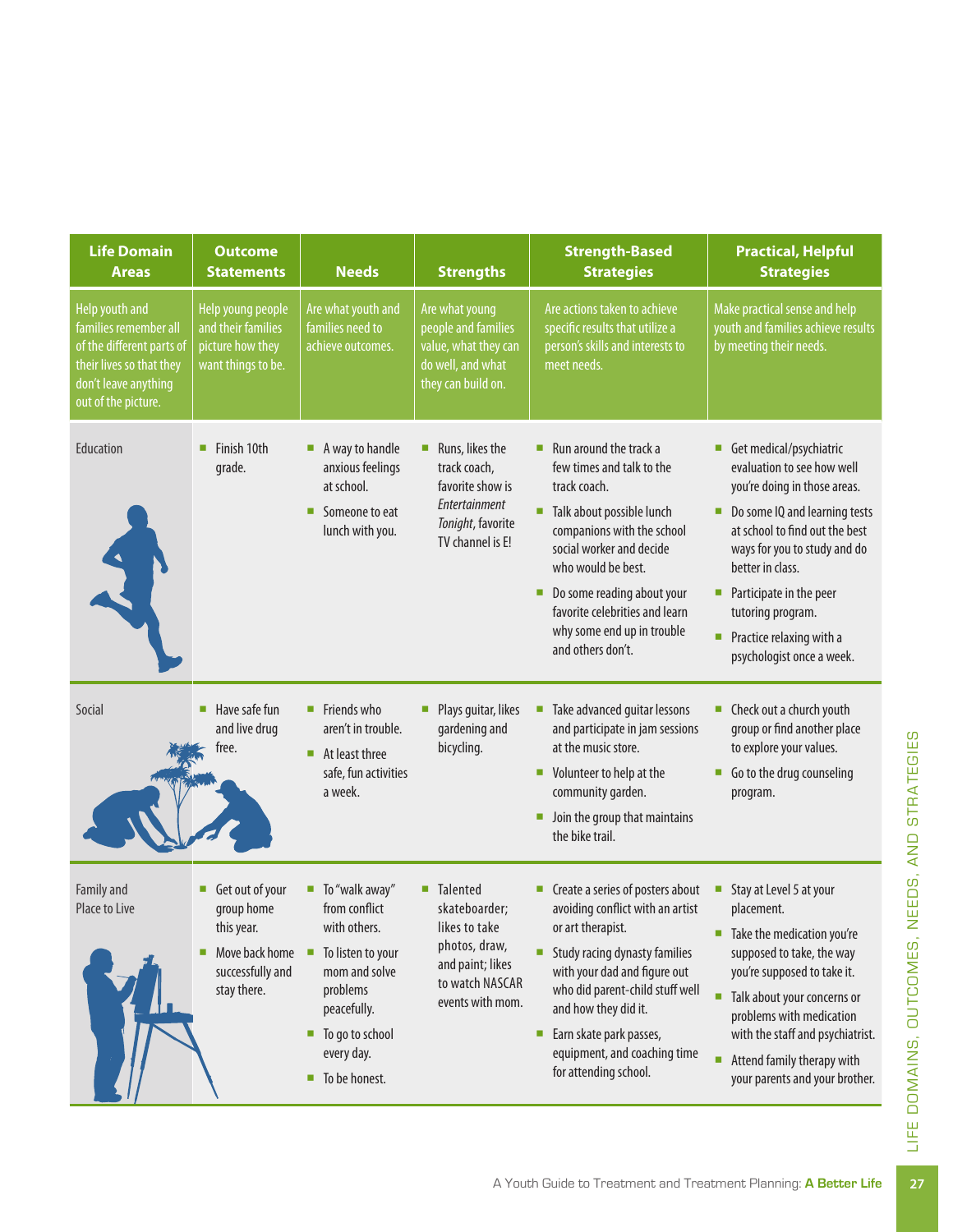| Life Domain Areas | Outcome Statements | Needs | Strengths | Strength-Based Strategies | Practical, Helpful Strategies |
|---|---|---|---|---|---|
| Help youth and families remember all of the different parts of their lives so that they don't leave anything out of the picture. | Help young people and their families picture how they want things to be. | Are what youth and families need to achieve outcomes. | Are what young people and families value, what they can do well, and what they can build on. | Are actions taken to achieve specific results that utilize a person's skills and interests to meet needs. | Make practical sense and help youth and families achieve results by meeting their needs. |
| Education | ■ Finish 10th grade. | ■ A way to handle anxious feelings at school.<br>■ Someone to eat lunch with you. | ■ Runs, likes the track coach, favorite show is *Entertainment Tonight*, favorite TV channel is E! | ■ Run around the track a few times and talk to the track coach.<br>■ Talk about possible lunch companions with the school social worker and decide who would be best.<br>■ Do some reading about your favorite celebrities and learn why some end up in trouble and others don't. | ■ Get medical/psychiatric evaluation to see how well you're doing in those areas.<br>■ Do some IQ and learning tests at school to find out the best ways for you to study and do better in class.<br>■ Participate in the peer tutoring program.<br>■ Practice relaxing with a psychologist once a week. |
| Social | ■ Have safe fun and live drug free. | ■ Friends who aren't in trouble.<br>■ At least three safe, fun activities a week. | ■ Plays guitar, likes gardening and bicycling. | ■ Take advanced guitar lessons and participate in jam sessions at the music store.<br>■ Volunteer to help at the community garden.<br>■ Join the group that maintains the bike trail. | ■ Check out a church youth group or find another place to explore your values.<br>■ Go to the drug counseling program. |
| Family and Place to Live | ■ Get out of your group home this year.<br>■ Move back home successfully and stay there. | ■ To "walk away" from conflict with others.<br>■ To listen to your mom and solve problems peacefully.<br>■ To go to school every day.<br>■ To be honest. | ■ Talented skateboarder; likes to take photos, draw, and paint; likes to watch NASCAR events with mom. | ■ Create a series of posters about avoiding conflict with an artist or art therapist.<br>■ Study racing dynasty families with your dad and figure out who did parent-child stuff well and how they did it.<br>■ Earn skate park passes, equipment, and coaching time for attending school. | ■ Stay at Level 5 at your placement.<br>■ Take the medication you're supposed to take, the way you're supposed to take it.<br>■ Talk about your concerns or problems with medication with the staff and psychiatrist.<br>■ Attend family therapy with your parents and your brother. |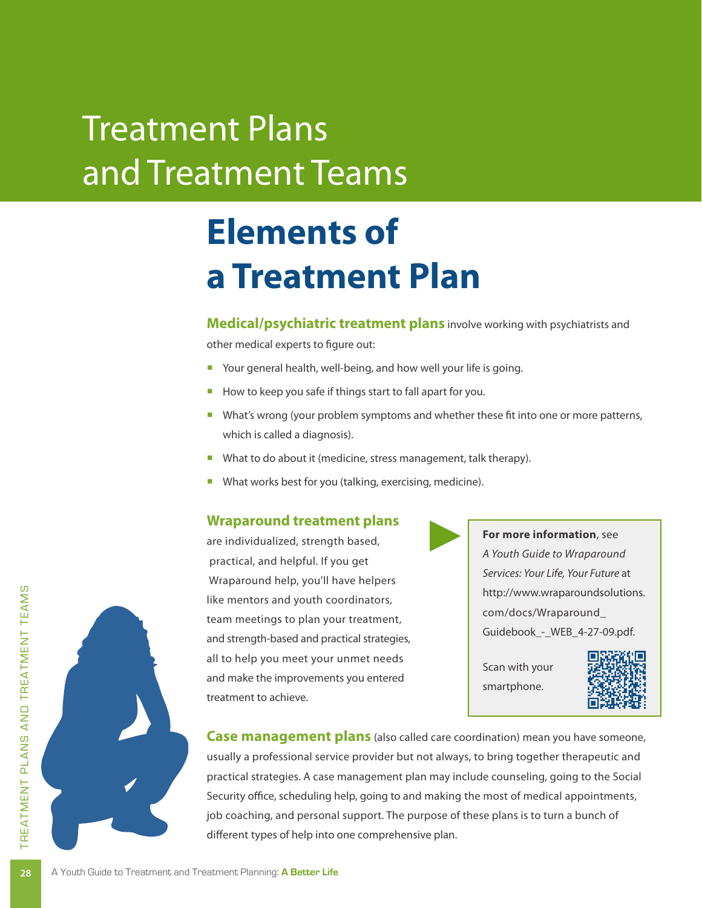# Treatment Plans and Treatment Teams

## Elements of a Treatment Plan

**Medical/psychiatric treatment plans** involve working with psychiatrists and other medical experts to figure out:

- Your general health, well-being, and how well your life is going.
- How to keep you safe if things start to fall apart for you.
- What's wrong (your problem symptoms and whether these fit into one or more patterns, which is called a diagnosis).
- What to do about it (medicine, stress management, talk therapy).
- What works best for you (talking, exercising, medicine).

**Wraparound treatment plans** are individualized, strength based, practical, and helpful. If you get Wraparound help, you'll have helpers like mentors and youth coordinators, team meetings to plan your treatment, and strength-based and practical strategies, all to help you meet your unmet needs and make the improvements you entered treatment to achieve.

> **For more information**, see *A Youth Guide to Wraparound Services: Your Life, Your Future* at http://www.wraparoundsolutions.com/docs/Wraparound_Guidebook_-_WEB_4-27-09.pdf.
>
> Scan with your smartphone.

**Case management plans** (also called care coordination) mean you have someone, usually a professional service provider but not always, to bring together therapeutic and practical strategies. A case management plan may include counseling, going to the Social Security office, scheduling help, going to and making the most of medical appointments, job coaching, and personal support. The purpose of these plans is to turn a bunch of different types of help into one comprehensive plan.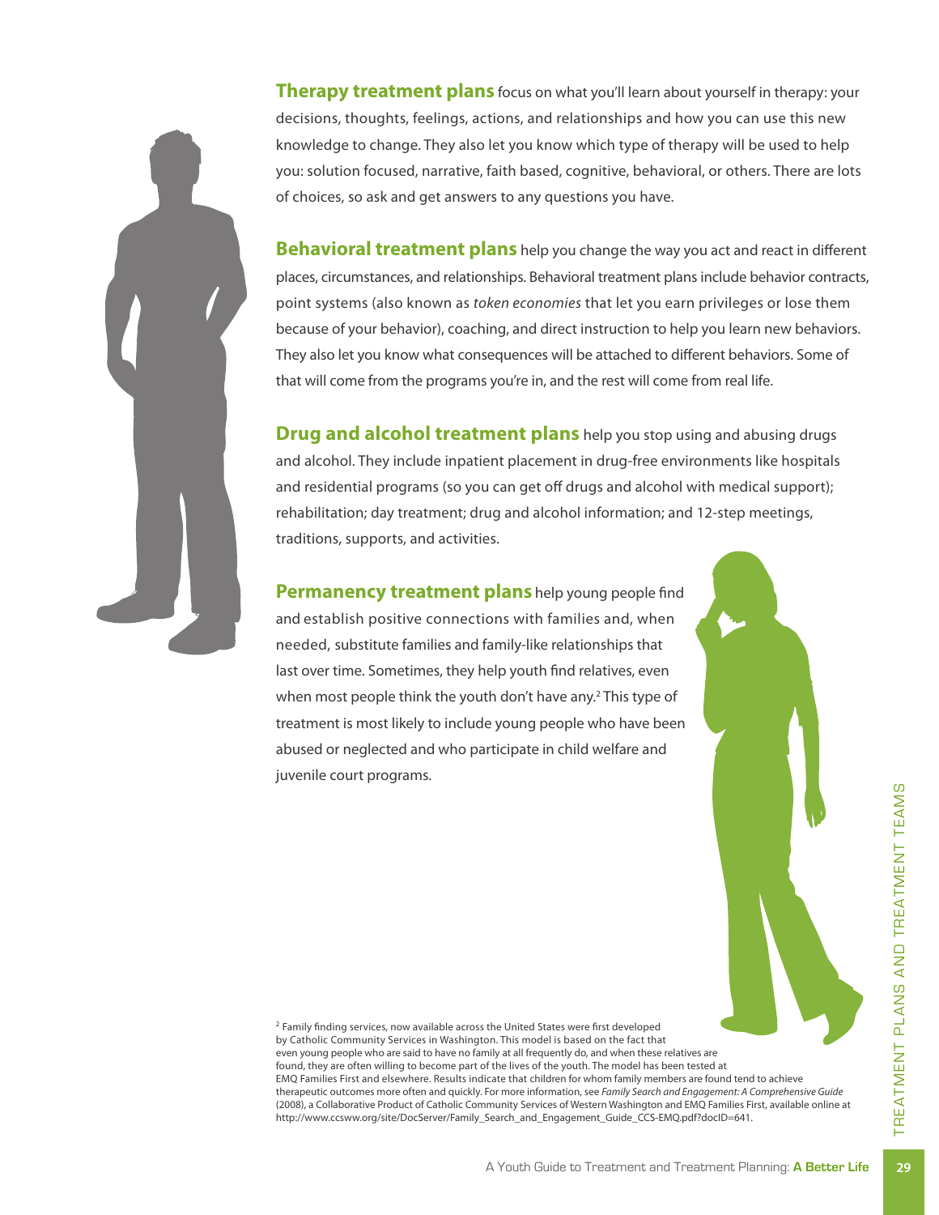**Therapy treatment plans** focus on what you'll learn about yourself in therapy: your decisions, thoughts, feelings, actions, and relationships and how you can use this new knowledge to change. They also let you know which type of therapy will be used to help you: solution focused, narrative, faith based, cognitive, behavioral, or others. There are lots of choices, so ask and get answers to any questions you have.

**Behavioral treatment plans** help you change the way you act and react in different places, circumstances, and relationships. Behavioral treatment plans include behavior contracts, point systems (also known as *token economies* that let you earn privileges or lose them because of your behavior), coaching, and direct instruction to help you learn new behaviors. They also let you know what consequences will be attached to different behaviors. Some of that will come from the programs you're in, and the rest will come from real life.

**Drug and alcohol treatment plans** help you stop using and abusing drugs and alcohol. They include inpatient placement in drug-free environments like hospitals and residential programs (so you can get off drugs and alcohol with medical support); rehabilitation; day treatment; drug and alcohol information; and 12-step meetings, traditions, supports, and activities.

**Permanency treatment plans** help young people find and establish positive connections with families and, when needed, substitute families and family-like relationships that last over time. Sometimes, they help youth find relatives, even when most people think the youth don't have any.[2] This type of treatment is most likely to include young people who have been abused or neglected and who participate in child welfare and juvenile court programs.

[2] Family finding services, now available across the United States were first developed by Catholic Community Services in Washington. This model is based on the fact that even young people who are said to have no family at all frequently do, and when these relatives are found, they are often willing to become part of the lives of the youth. The model has been tested at EMQ Families First and elsewhere. Results indicate that children for whom family members are found tend to achieve therapeutic outcomes more often and quickly. For more information, see *Family Search and Engagement: A Comprehensive Guide* (2008), a Collaborative Product of Catholic Community Services of Western Washington and EMQ Families First, available online at http://www.ccsww.org/site/DocServer/Family_Search_and_Engagement_Guide_CCS-EMQ.pdf?docID=641.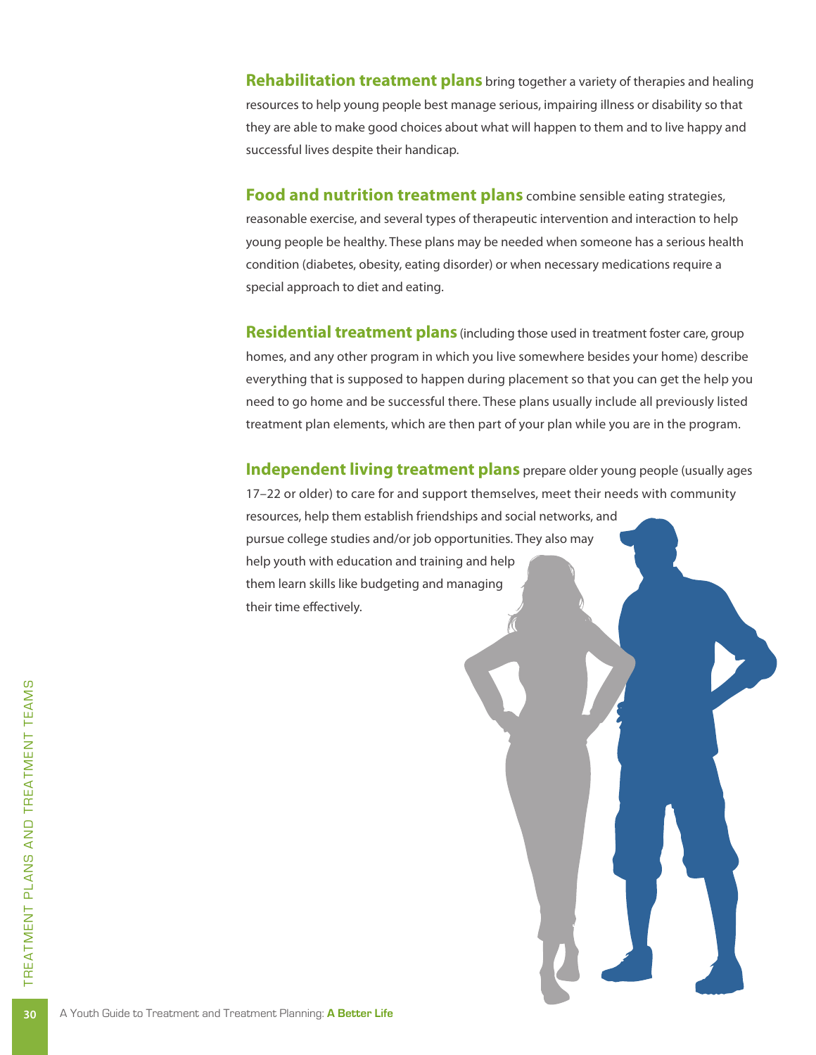**Rehabilitation treatment plans** bring together a variety of therapies and healing resources to help young people best manage serious, impairing illness or disability so that they are able to make good choices about what will happen to them and to live happy and successful lives despite their handicap.

**Food and nutrition treatment plans** combine sensible eating strategies, reasonable exercise, and several types of therapeutic intervention and interaction to help young people be healthy. These plans may be needed when someone has a serious health condition (diabetes, obesity, eating disorder) or when necessary medications require a special approach to diet and eating.

**Residential treatment plans** (including those used in treatment foster care, group homes, and any other program in which you live somewhere besides your home) describe everything that is supposed to happen during placement so that you can get the help you need to go home and be successful there. These plans usually include all previously listed treatment plan elements, which are then part of your plan while you are in the program.

**Independent living treatment plans** prepare older young people (usually ages 17–22 or older) to care for and support themselves, meet their needs with community resources, help them establish friendships and social networks, and pursue college studies and/or job opportunities. They also may help youth with education and training and help them learn skills like budgeting and managing their time effectively.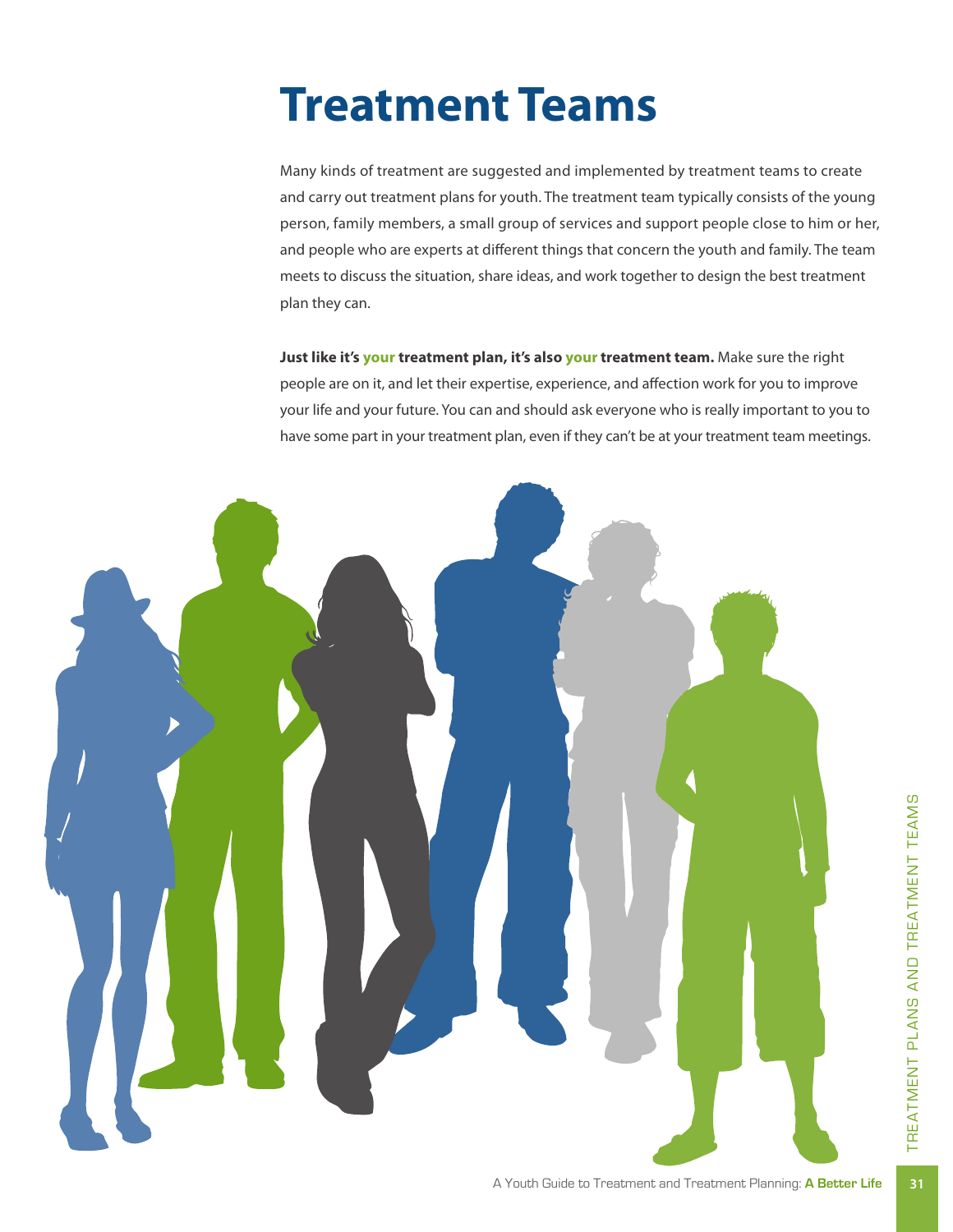# Treatment Teams

Many kinds of treatment are suggested and implemented by treatment teams to create and carry out treatment plans for youth. The treatment team typically consists of the young person, family members, a small group of services and support people close to him or her, and people who are experts at different things that concern the youth and family. The team meets to discuss the situation, share ideas, and work together to design the best treatment plan they can.

**Just like it's your treatment plan, it's also your treatment team.** Make sure the right people are on it, and let their expertise, experience, and affection work for you to improve your life and your future. You can and should ask everyone who is really important to you to have some part in your treatment plan, even if they can't be at your treatment team meetings.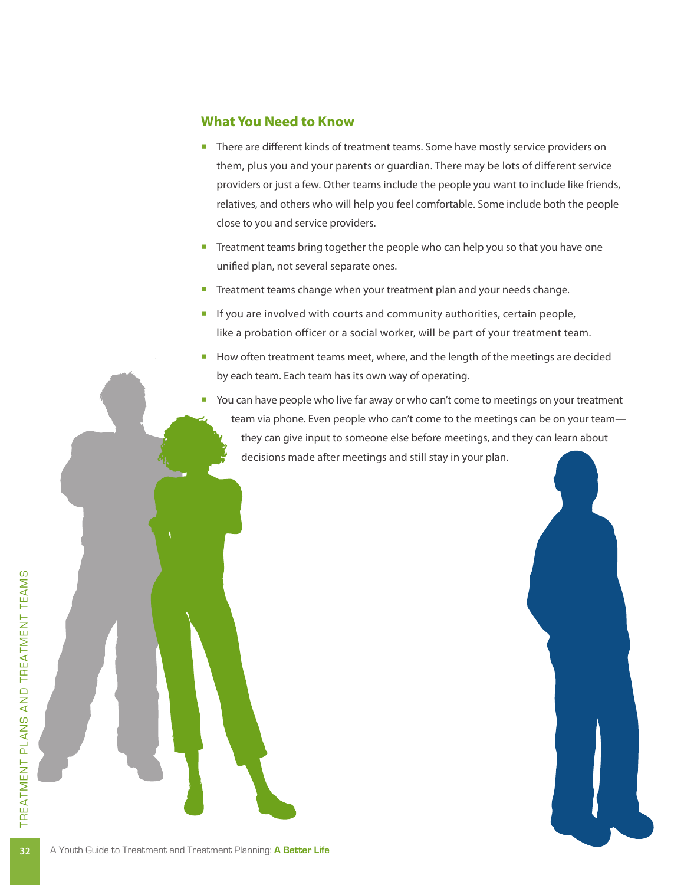## What You Need to Know

- There are different kinds of treatment teams. Some have mostly service providers on them, plus you and your parents or guardian. There may be lots of different service providers or just a few. Other teams include the people you want to include like friends, relatives, and others who will help you feel comfortable. Some include both the people close to you and service providers.
- Treatment teams bring together the people who can help you so that you have one unified plan, not several separate ones.
- Treatment teams change when your treatment plan and your needs change.
- If you are involved with courts and community authorities, certain people, like a probation officer or a social worker, will be part of your treatment team.
- How often treatment teams meet, where, and the length of the meetings are decided by each team. Each team has its own way of operating.
- You can have people who live far away or who can't come to meetings on your treatment team via phone. Even people who can't come to the meetings can be on your team—they can give input to someone else before meetings, and they can learn about decisions made after meetings and still stay in your plan.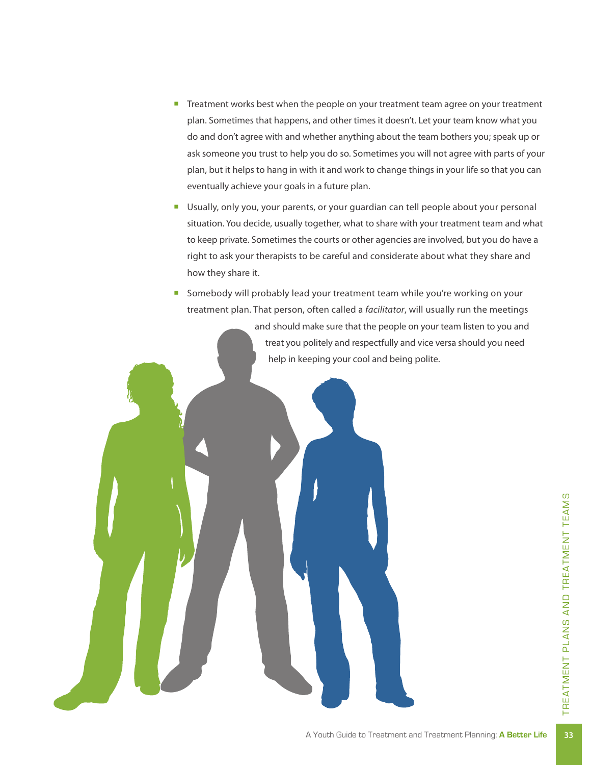- Treatment works best when the people on your treatment team agree on your treatment plan. Sometimes that happens, and other times it doesn't. Let your team know what you do and don't agree with and whether anything about the team bothers you; speak up or ask someone you trust to help you do so. Sometimes you will not agree with parts of your plan, but it helps to hang in with it and work to change things in your life so that you can eventually achieve your goals in a future plan.
- Usually, only you, your parents, or your guardian can tell people about your personal situation. You decide, usually together, what to share with your treatment team and what to keep private. Sometimes the courts or other agencies are involved, but you do have a right to ask your therapists to be careful and considerate about what they share and how they share it.
- Somebody will probably lead your treatment team while you're working on your treatment plan. That person, often called a *facilitator*, will usually run the meetings and should make sure that the people on your team listen to you and treat you politely and respectfully and vice versa should you need help in keeping your cool and being polite.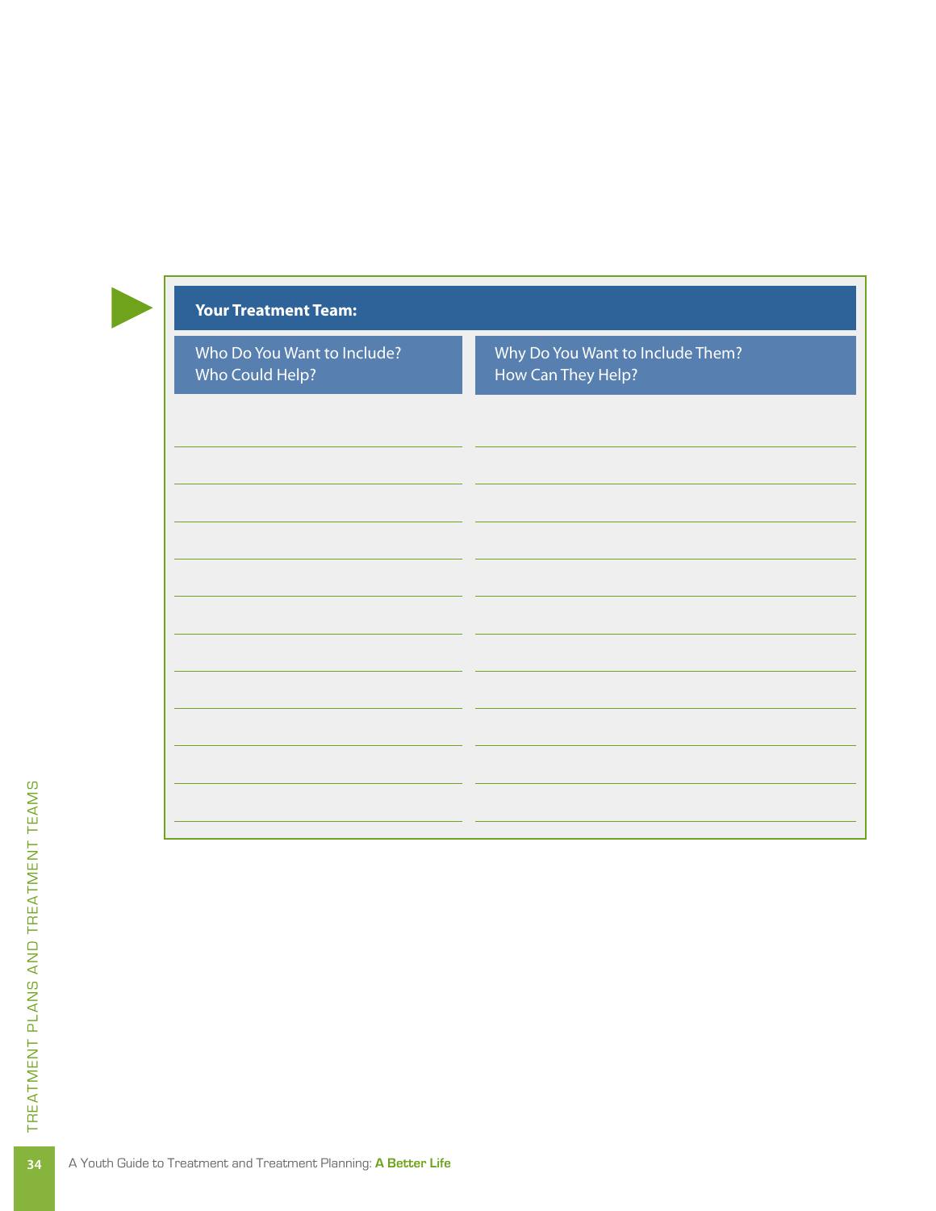**Your Treatment Team:**

| Who Do You Want to Include? Who Could Help? | Why Do You Want to Include Them? How Can They Help? |
| --- | --- |
| | |
| | |
| | |
| | |
| | |
| | |
| | |
| | |
| | |
| | |
| | |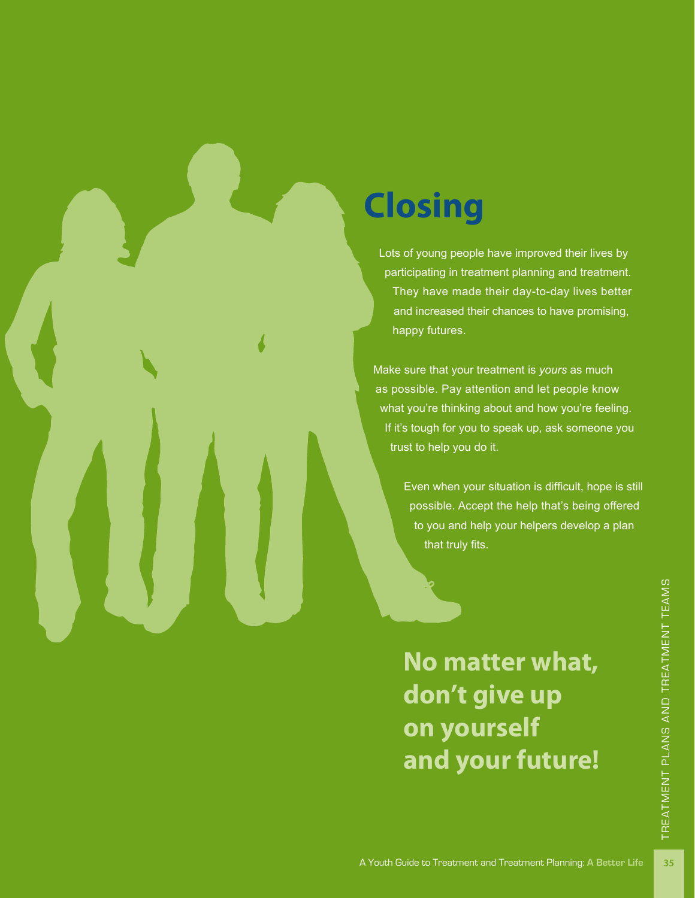# Closing

Lots of young people have improved their lives by participating in treatment planning and treatment. They have made their day-to-day lives better and increased their chances to have promising, happy futures.

Make sure that your treatment is *yours* as much as possible. Pay attention and let people know what you're thinking about and how you're feeling. If it's tough for you to speak up, ask someone you trust to help you do it.

Even when your situation is difficult, hope is still possible. Accept the help that's being offered to you and help your helpers develop a plan that truly fits.

**No matter what, don't give up on yourself and your future!**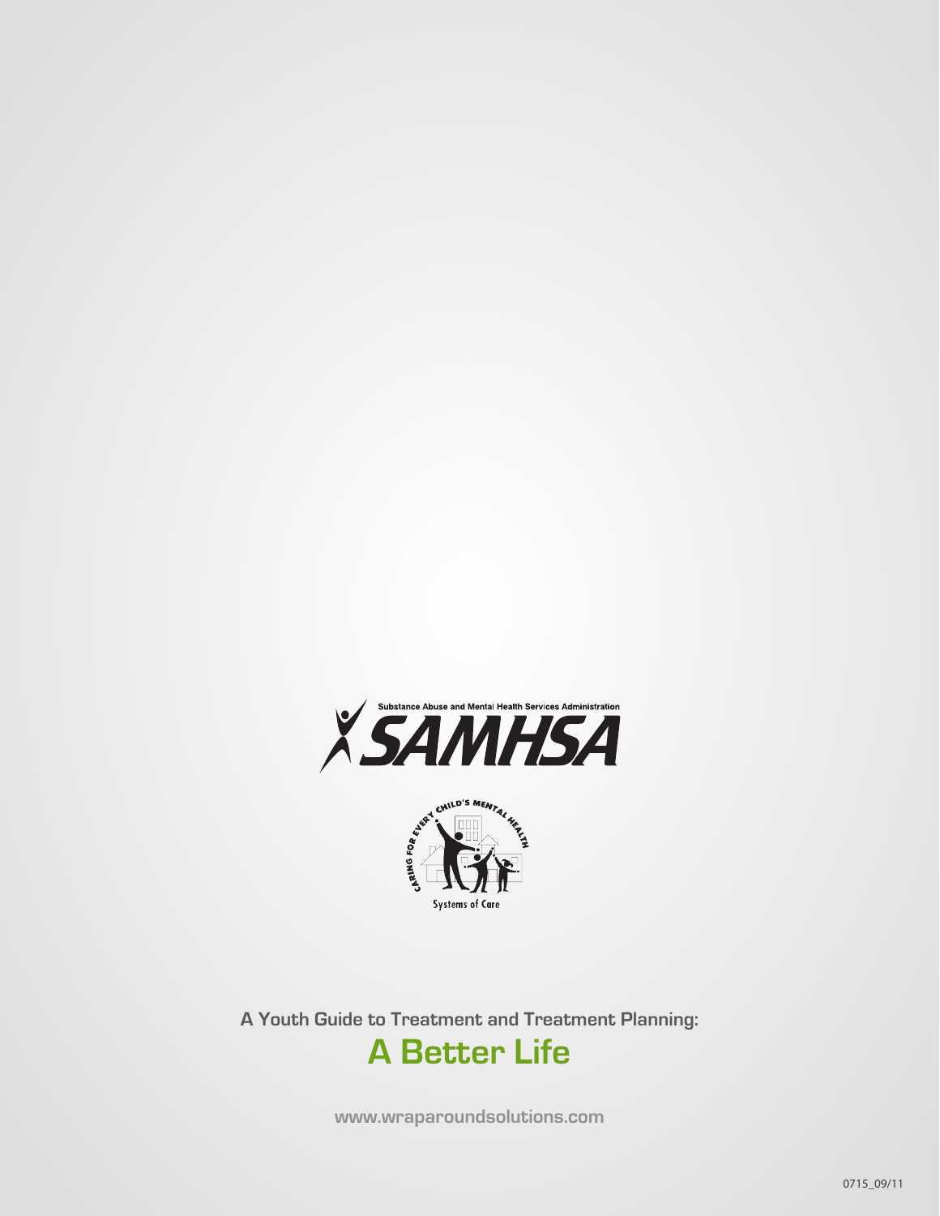Substance Abuse and Mental Health Services Administration

SAMHSA

CARING FOR EVERY CHILD'S MENTAL HEALTH

Systems of Care

A Youth Guide to Treatment and Treatment Planning:

**A Better Life**

www.wraparoundsolutions.com

0715_09/11